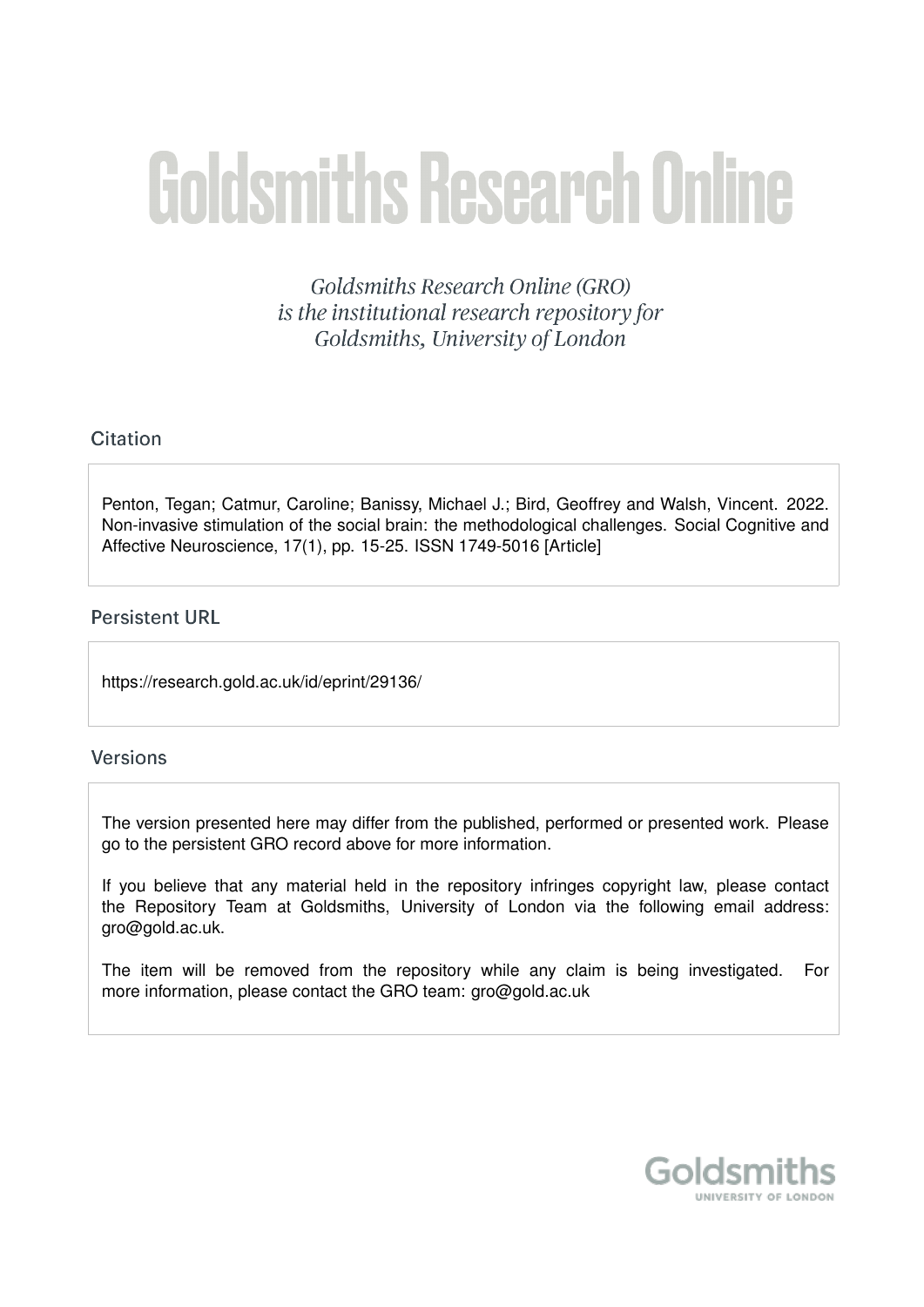# Goldsmiths Research Online

*Goldsmiths Research Online (GRO) is the institutional research repository for Goldsmiths, University of London*

## Citation

Penton, Tegan; Catmur, Caroline; Banissy, Michael J.; Bird, Geoffrey and Walsh, Vincent. 2022. Non-invasive stimulation of the social brain: the methodological challenges. Social Cognitive and Affective Neuroscience, 17(1), pp. 15-25. ISSN 1749-5016 [Article]

## Persistent URL

https://research.gold.ac.uk/id/eprint/29136/

## Versions

The version presented here may differ from the published, performed or presented work. Please go to the persistent GRO record above for more information.

If you believe that any material held in the repository infringes copyright law, please contact the Repository Team at Goldsmiths, University of London via the following email address: gro@gold.ac.uk.

The item will be removed from the repository while any claim is being investigated. For more information, please contact the GRO team: gro@gold.ac.uk

Goldsmiths
UNIVERSITY OF LONDON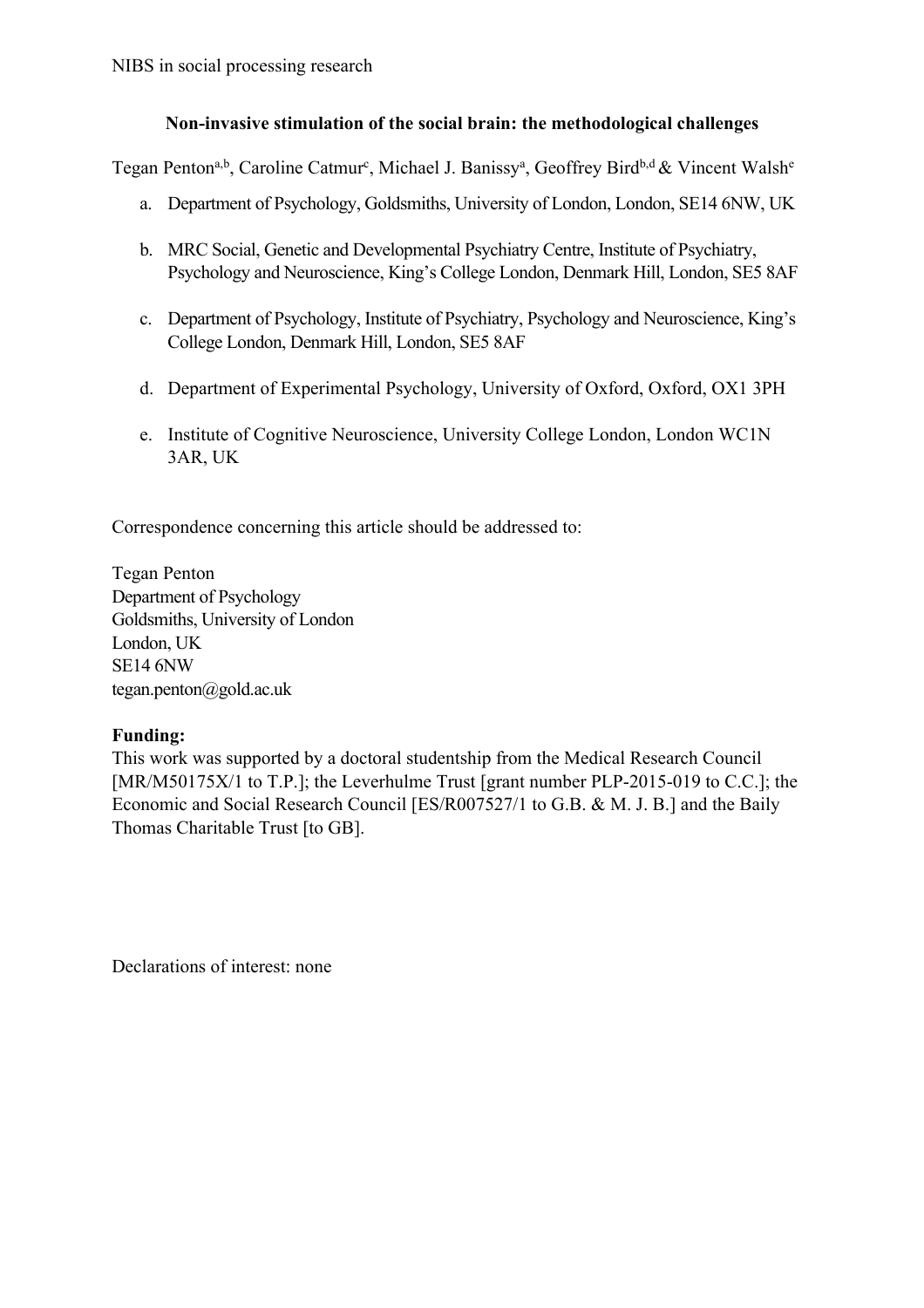**Non-invasive stimulation of the social brain: the methodological challenges**

Tegan Penton[a,b], Caroline Catmur[c], Michael J. Banissy[a], Geoffrey Bird[b,d] & Vincent Walsh[e]

a. Department of Psychology, Goldsmiths, University of London, London, SE14 6NW, UK
b. MRC Social, Genetic and Developmental Psychiatry Centre, Institute of Psychiatry, Psychology and Neuroscience, King's College London, Denmark Hill, London, SE5 8AF
c. Department of Psychology, Institute of Psychiatry, Psychology and Neuroscience, King's College London, Denmark Hill, London, SE5 8AF
d. Department of Experimental Psychology, University of Oxford, Oxford, OX1 3PH
e. Institute of Cognitive Neuroscience, University College London, London WC1N 3AR, UK

Correspondence concerning this article should be addressed to:

Tegan Penton
Department of Psychology
Goldsmiths, University of London
London, UK
SE14 6NW
tegan.penton@gold.ac.uk

**Funding:**
This work was supported by a doctoral studentship from the Medical Research Council [MR/M50175X/1 to T.P.]; the Leverhulme Trust [grant number PLP-2015-019 to C.C.]; the Economic and Social Research Council [ES/R007527/1 to G.B. & M. J. B.] and the Baily Thomas Charitable Trust [to GB].

Declarations of interest: none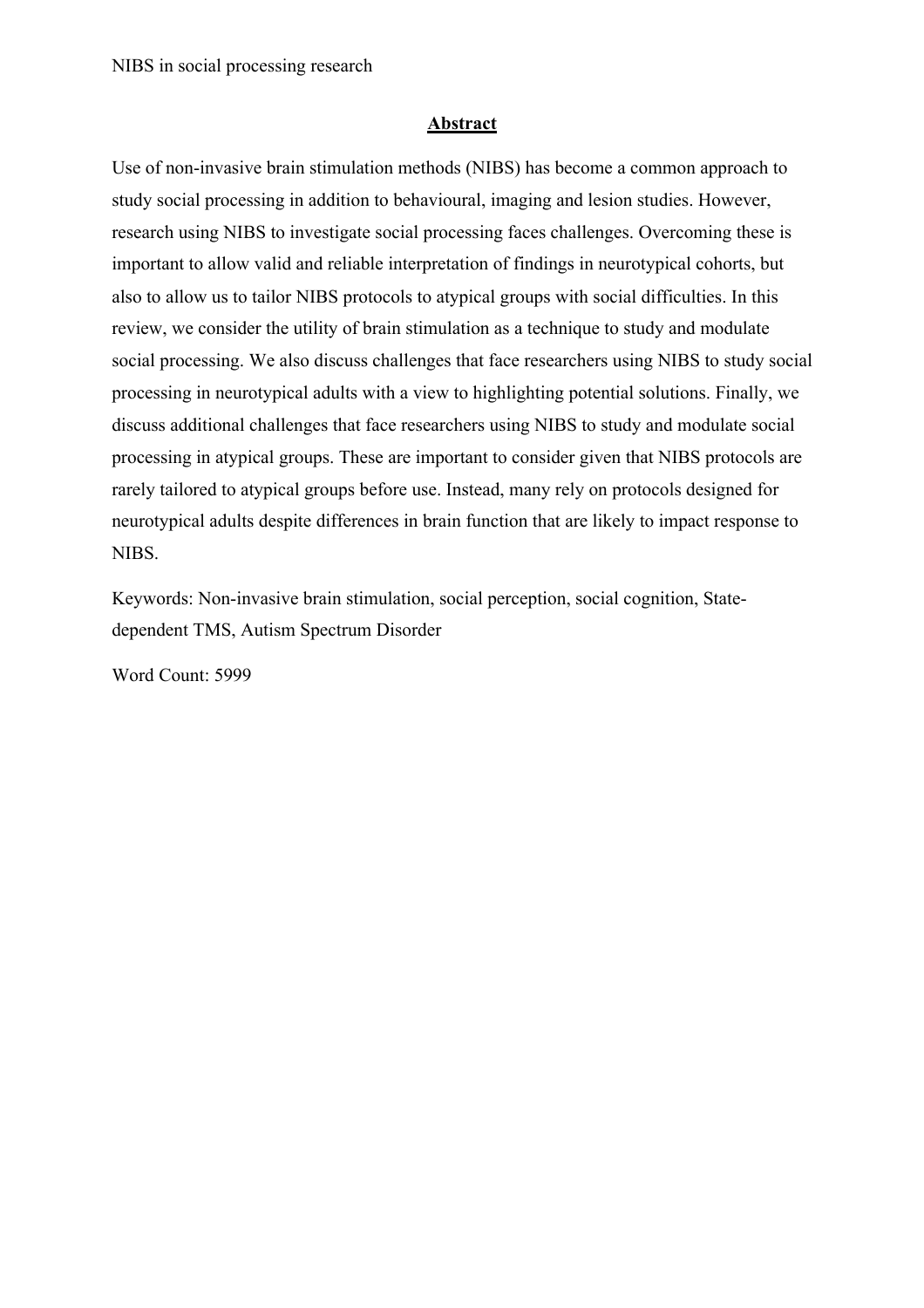## Abstract

Use of non-invasive brain stimulation methods (NIBS) has become a common approach to study social processing in addition to behavioural, imaging and lesion studies. However, research using NIBS to investigate social processing faces challenges. Overcoming these is important to allow valid and reliable interpretation of findings in neurotypical cohorts, but also to allow us to tailor NIBS protocols to atypical groups with social difficulties. In this review, we consider the utility of brain stimulation as a technique to study and modulate social processing. We also discuss challenges that face researchers using NIBS to study social processing in neurotypical adults with a view to highlighting potential solutions. Finally, we discuss additional challenges that face researchers using NIBS to study and modulate social processing in atypical groups. These are important to consider given that NIBS protocols are rarely tailored to atypical groups before use. Instead, many rely on protocols designed for neurotypical adults despite differences in brain function that are likely to impact response to NIBS.

Keywords: Non-invasive brain stimulation, social perception, social cognition, State-dependent TMS, Autism Spectrum Disorder

Word Count: 5999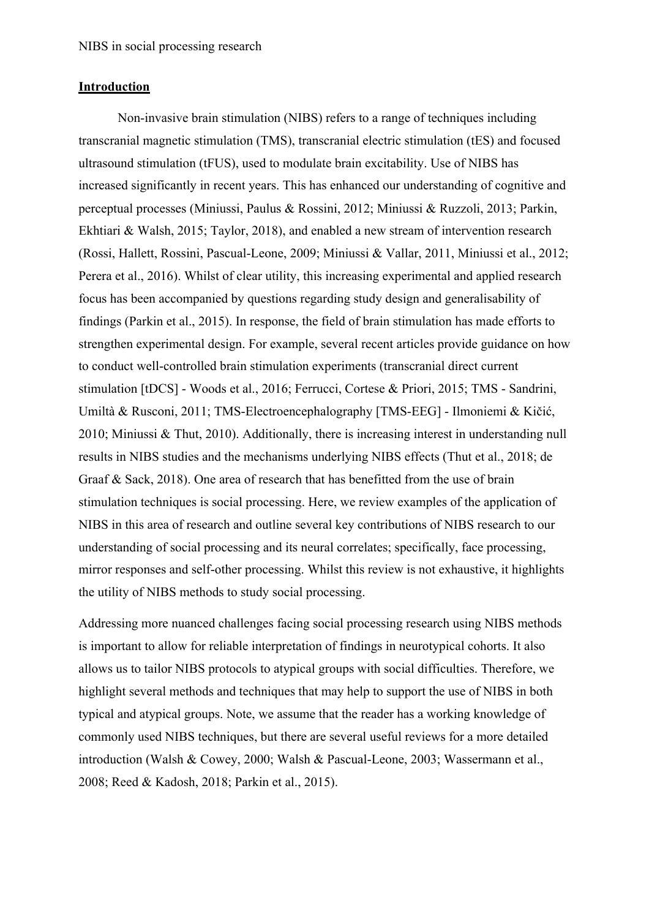## Introduction

Non-invasive brain stimulation (NIBS) refers to a range of techniques including transcranial magnetic stimulation (TMS), transcranial electric stimulation (tES) and focused ultrasound stimulation (tFUS), used to modulate brain excitability. Use of NIBS has increased significantly in recent years. This has enhanced our understanding of cognitive and perceptual processes (Miniussi, Paulus & Rossini, 2012; Miniussi & Ruzzoli, 2013; Parkin, Ekhtiari & Walsh, 2015; Taylor, 2018), and enabled a new stream of intervention research (Rossi, Hallett, Rossini, Pascual-Leone, 2009; Miniussi & Vallar, 2011, Miniussi et al., 2012; Perera et al., 2016). Whilst of clear utility, this increasing experimental and applied research focus has been accompanied by questions regarding study design and generalisability of findings (Parkin et al., 2015). In response, the field of brain stimulation has made efforts to strengthen experimental design. For example, several recent articles provide guidance on how to conduct well-controlled brain stimulation experiments (transcranial direct current stimulation [tDCS] - Woods et al., 2016; Ferrucci, Cortese & Priori, 2015; TMS - Sandrini, Umiltà & Rusconi, 2011; TMS-Electroencephalography [TMS-EEG] - Ilmoniemi & Kičić, 2010; Miniussi & Thut, 2010). Additionally, there is increasing interest in understanding null results in NIBS studies and the mechanisms underlying NIBS effects (Thut et al., 2018; de Graaf & Sack, 2018). One area of research that has benefitted from the use of brain stimulation techniques is social processing. Here, we review examples of the application of NIBS in this area of research and outline several key contributions of NIBS research to our understanding of social processing and its neural correlates; specifically, face processing, mirror responses and self-other processing. Whilst this review is not exhaustive, it highlights the utility of NIBS methods to study social processing.

Addressing more nuanced challenges facing social processing research using NIBS methods is important to allow for reliable interpretation of findings in neurotypical cohorts. It also allows us to tailor NIBS protocols to atypical groups with social difficulties. Therefore, we highlight several methods and techniques that may help to support the use of NIBS in both typical and atypical groups. Note, we assume that the reader has a working knowledge of commonly used NIBS techniques, but there are several useful reviews for a more detailed introduction (Walsh & Cowey, 2000; Walsh & Pascual-Leone, 2003; Wassermann et al., 2008; Reed & Kadosh, 2018; Parkin et al., 2015).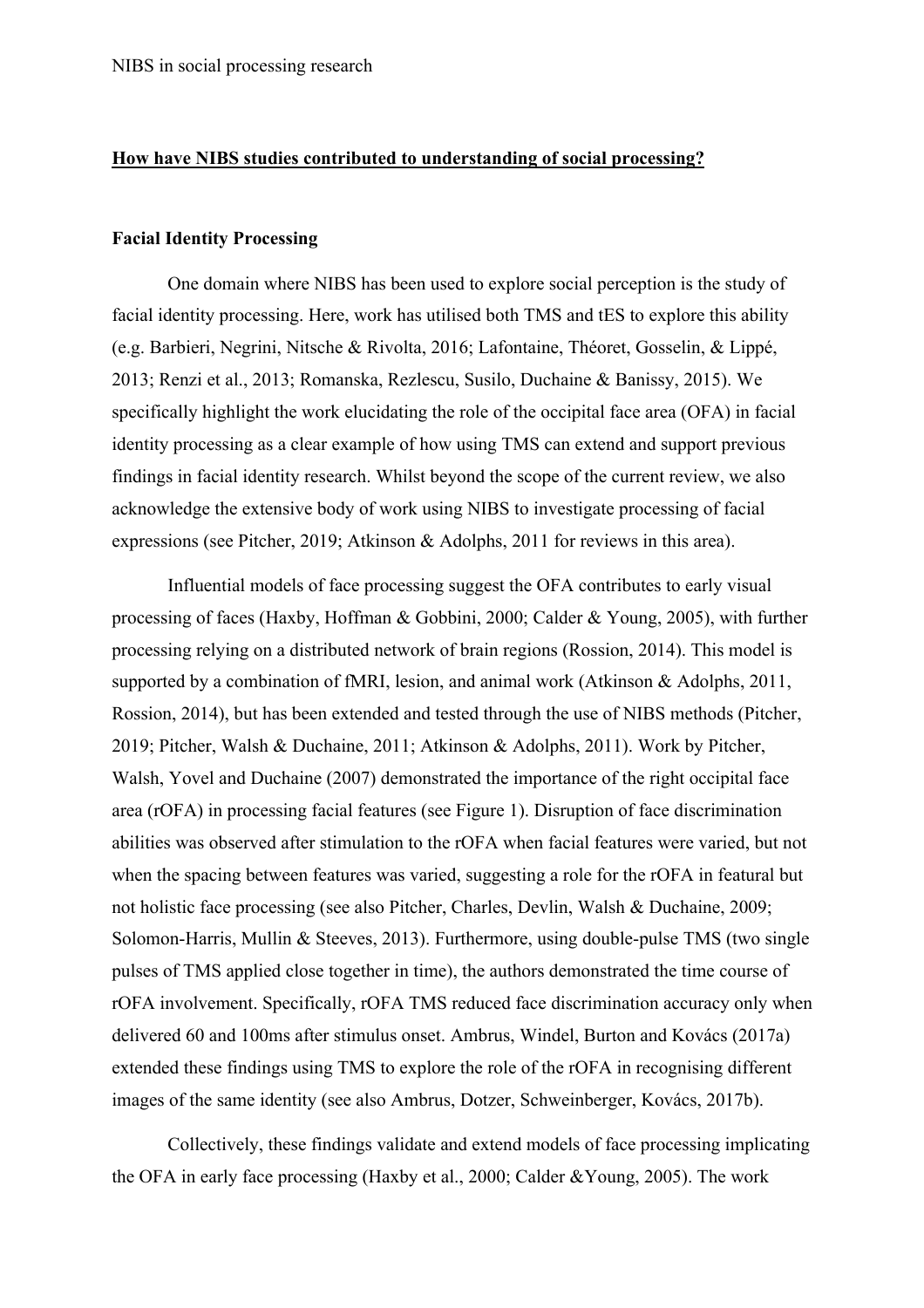**How have NIBS studies contributed to understanding of social processing?**

**Facial Identity Processing**

One domain where NIBS has been used to explore social perception is the study of facial identity processing. Here, work has utilised both TMS and tES to explore this ability (e.g. Barbieri, Negrini, Nitsche & Rivolta, 2016; Lafontaine, Théoret, Gosselin, & Lippé, 2013; Renzi et al., 2013; Romanska, Rezlescu, Susilo, Duchaine & Banissy, 2015). We specifically highlight the work elucidating the role of the occipital face area (OFA) in facial identity processing as a clear example of how using TMS can extend and support previous findings in facial identity research. Whilst beyond the scope of the current review, we also acknowledge the extensive body of work using NIBS to investigate processing of facial expressions (see Pitcher, 2019; Atkinson & Adolphs, 2011 for reviews in this area).

Influential models of face processing suggest the OFA contributes to early visual processing of faces (Haxby, Hoffman & Gobbini, 2000; Calder & Young, 2005), with further processing relying on a distributed network of brain regions (Rossion, 2014). This model is supported by a combination of fMRI, lesion, and animal work (Atkinson & Adolphs, 2011, Rossion, 2014), but has been extended and tested through the use of NIBS methods (Pitcher, 2019; Pitcher, Walsh & Duchaine, 2011; Atkinson & Adolphs, 2011). Work by Pitcher, Walsh, Yovel and Duchaine (2007) demonstrated the importance of the right occipital face area (rOFA) in processing facial features (see Figure 1). Disruption of face discrimination abilities was observed after stimulation to the rOFA when facial features were varied, but not when the spacing between features was varied, suggesting a role for the rOFA in featural but not holistic face processing (see also Pitcher, Charles, Devlin, Walsh & Duchaine, 2009; Solomon-Harris, Mullin & Steeves, 2013). Furthermore, using double-pulse TMS (two single pulses of TMS applied close together in time), the authors demonstrated the time course of rOFA involvement. Specifically, rOFA TMS reduced face discrimination accuracy only when delivered 60 and 100ms after stimulus onset. Ambrus, Windel, Burton and Kovács (2017a) extended these findings using TMS to explore the role of the rOFA in recognising different images of the same identity (see also Ambrus, Dotzer, Schweinberger, Kovács, 2017b).

Collectively, these findings validate and extend models of face processing implicating the OFA in early face processing (Haxby et al., 2000; Calder &Young, 2005). The work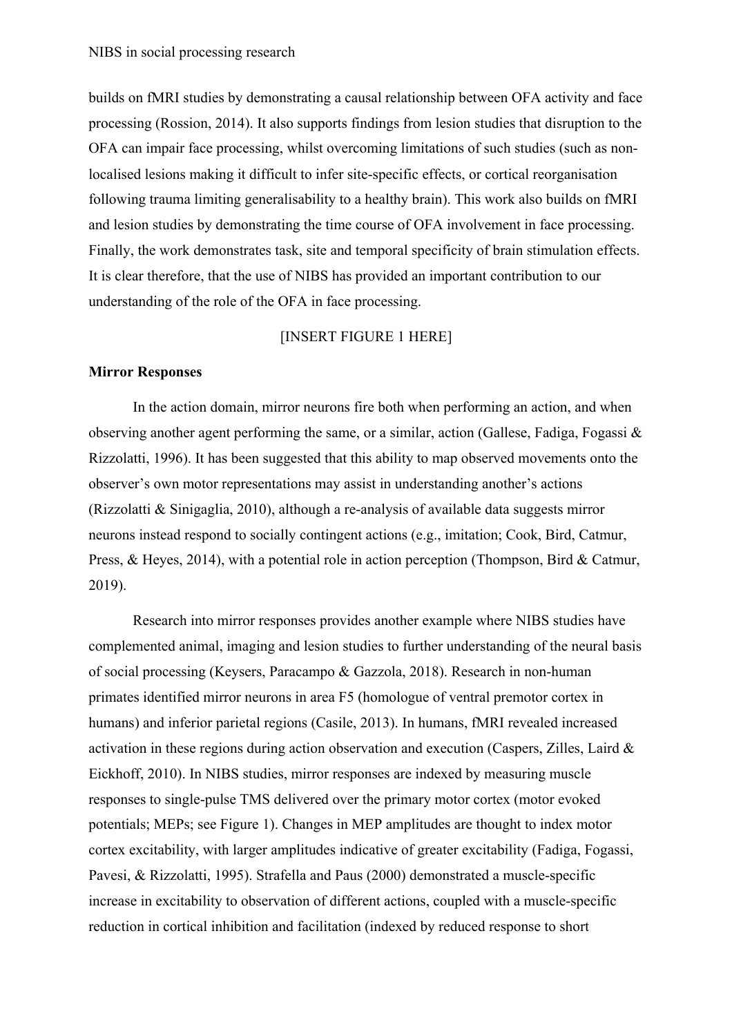builds on fMRI studies by demonstrating a causal relationship between OFA activity and face processing (Rossion, 2014). It also supports findings from lesion studies that disruption to the OFA can impair face processing, whilst overcoming limitations of such studies (such as non-localised lesions making it difficult to infer site-specific effects, or cortical reorganisation following trauma limiting generalisability to a healthy brain). This work also builds on fMRI and lesion studies by demonstrating the time course of OFA involvement in face processing. Finally, the work demonstrates task, site and temporal specificity of brain stimulation effects. It is clear therefore, that the use of NIBS has provided an important contribution to our understanding of the role of the OFA in face processing.

[INSERT FIGURE 1 HERE]

**Mirror Responses**

In the action domain, mirror neurons fire both when performing an action, and when observing another agent performing the same, or a similar, action (Gallese, Fadiga, Fogassi & Rizzolatti, 1996). It has been suggested that this ability to map observed movements onto the observer's own motor representations may assist in understanding another's actions (Rizzolatti & Sinigaglia, 2010), although a re-analysis of available data suggests mirror neurons instead respond to socially contingent actions (e.g., imitation; Cook, Bird, Catmur, Press, & Heyes, 2014), with a potential role in action perception (Thompson, Bird & Catmur, 2019).

Research into mirror responses provides another example where NIBS studies have complemented animal, imaging and lesion studies to further understanding of the neural basis of social processing (Keysers, Paracampo & Gazzola, 2018). Research in non-human primates identified mirror neurons in area F5 (homologue of ventral premotor cortex in humans) and inferior parietal regions (Casile, 2013). In humans, fMRI revealed increased activation in these regions during action observation and execution (Caspers, Zilles, Laird & Eickhoff, 2010). In NIBS studies, mirror responses are indexed by measuring muscle responses to single-pulse TMS delivered over the primary motor cortex (motor evoked potentials; MEPs; see Figure 1). Changes in MEP amplitudes are thought to index motor cortex excitability, with larger amplitudes indicative of greater excitability (Fadiga, Fogassi, Pavesi, & Rizzolatti, 1995). Strafella and Paus (2000) demonstrated a muscle-specific increase in excitability to observation of different actions, coupled with a muscle-specific reduction in cortical inhibition and facilitation (indexed by reduced response to short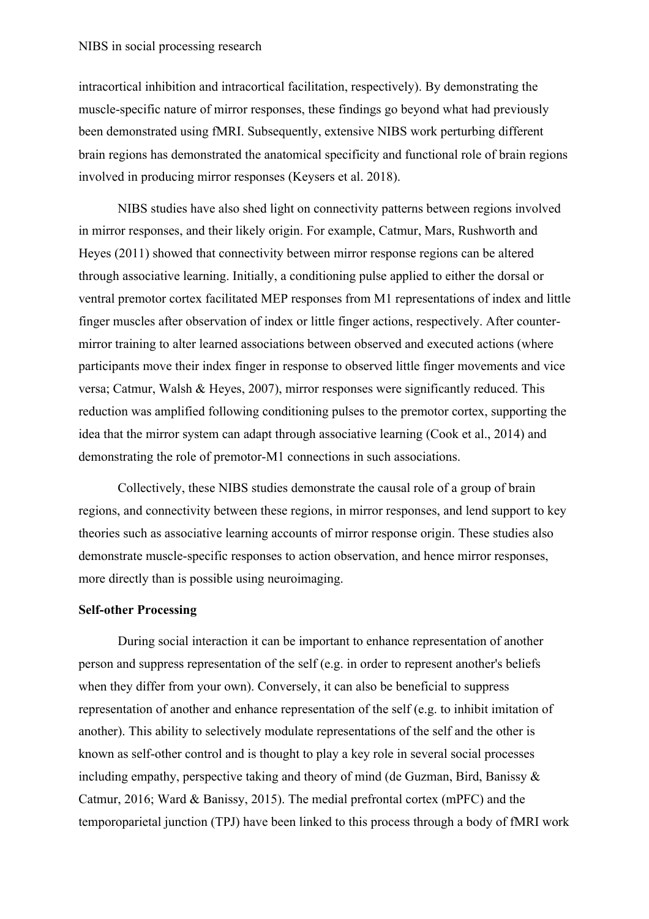intracortical inhibition and intracortical facilitation, respectively). By demonstrating the muscle-specific nature of mirror responses, these findings go beyond what had previously been demonstrated using fMRI. Subsequently, extensive NIBS work perturbing different brain regions has demonstrated the anatomical specificity and functional role of brain regions involved in producing mirror responses (Keysers et al. 2018).

NIBS studies have also shed light on connectivity patterns between regions involved in mirror responses, and their likely origin. For example, Catmur, Mars, Rushworth and Heyes (2011) showed that connectivity between mirror response regions can be altered through associative learning. Initially, a conditioning pulse applied to either the dorsal or ventral premotor cortex facilitated MEP responses from M1 representations of index and little finger muscles after observation of index or little finger actions, respectively. After counter-mirror training to alter learned associations between observed and executed actions (where participants move their index finger in response to observed little finger movements and vice versa; Catmur, Walsh & Heyes, 2007), mirror responses were significantly reduced. This reduction was amplified following conditioning pulses to the premotor cortex, supporting the idea that the mirror system can adapt through associative learning (Cook et al., 2014) and demonstrating the role of premotor-M1 connections in such associations.

Collectively, these NIBS studies demonstrate the causal role of a group of brain regions, and connectivity between these regions, in mirror responses, and lend support to key theories such as associative learning accounts of mirror response origin. These studies also demonstrate muscle-specific responses to action observation, and hence mirror responses, more directly than is possible using neuroimaging.

**Self-other Processing**

During social interaction it can be important to enhance representation of another person and suppress representation of the self (e.g. in order to represent another's beliefs when they differ from your own). Conversely, it can also be beneficial to suppress representation of another and enhance representation of the self (e.g. to inhibit imitation of another). This ability to selectively modulate representations of the self and the other is known as self-other control and is thought to play a key role in several social processes including empathy, perspective taking and theory of mind (de Guzman, Bird, Banissy & Catmur, 2016; Ward & Banissy, 2015). The medial prefrontal cortex (mPFC) and the temporoparietal junction (TPJ) have been linked to this process through a body of fMRI work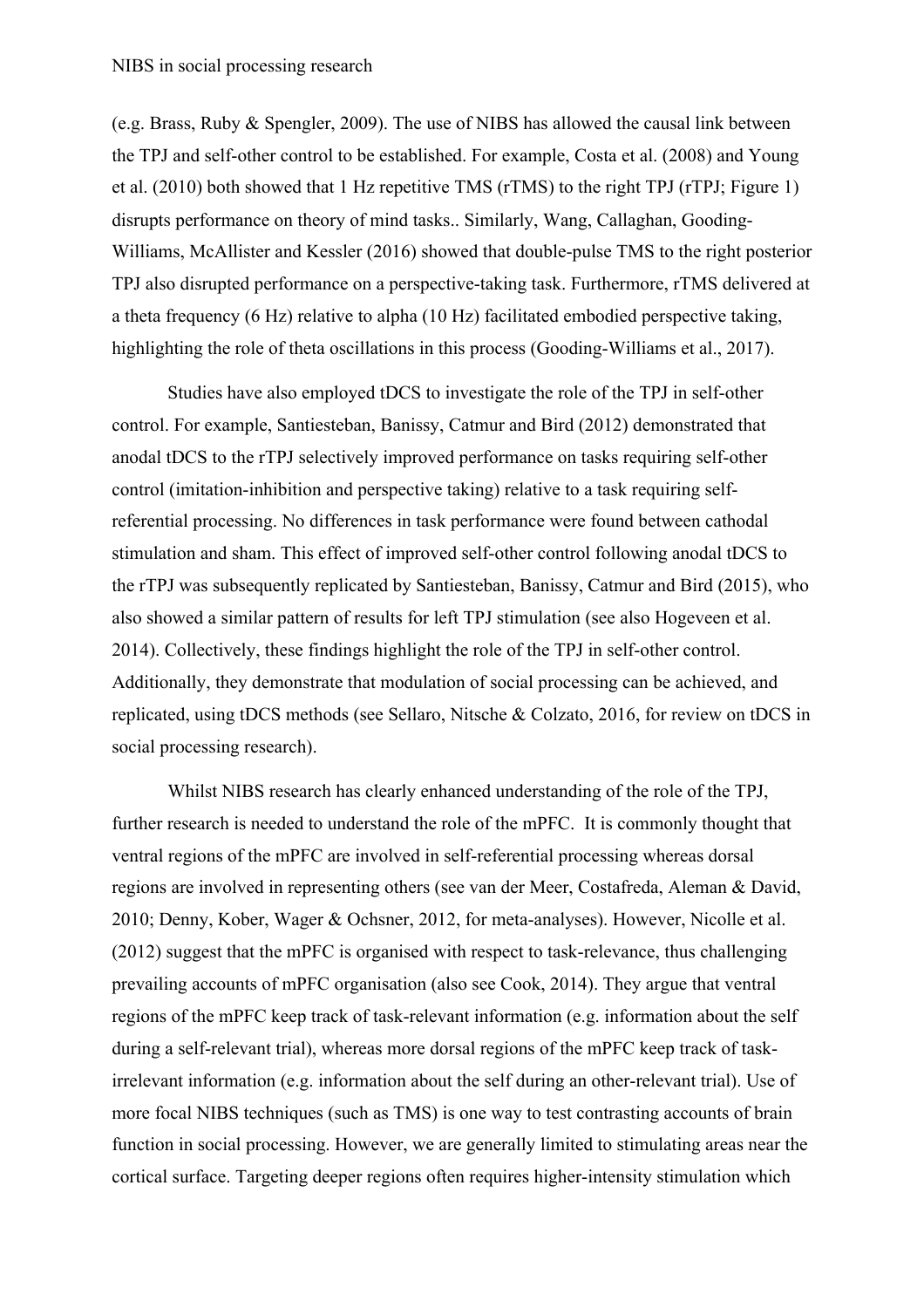(e.g. Brass, Ruby & Spengler, 2009). The use of NIBS has allowed the causal link between the TPJ and self-other control to be established. For example, Costa et al. (2008) and Young et al. (2010) both showed that 1 Hz repetitive TMS (rTMS) to the right TPJ (rTPJ; Figure 1) disrupts performance on theory of mind tasks.. Similarly, Wang, Callaghan, Gooding-Williams, McAllister and Kessler (2016) showed that double-pulse TMS to the right posterior TPJ also disrupted performance on a perspective-taking task. Furthermore, rTMS delivered at a theta frequency (6 Hz) relative to alpha (10 Hz) facilitated embodied perspective taking, highlighting the role of theta oscillations in this process (Gooding-Williams et al., 2017).

Studies have also employed tDCS to investigate the role of the TPJ in self-other control. For example, Santiesteban, Banissy, Catmur and Bird (2012) demonstrated that anodal tDCS to the rTPJ selectively improved performance on tasks requiring self-other control (imitation-inhibition and perspective taking) relative to a task requiring self-referential processing. No differences in task performance were found between cathodal stimulation and sham. This effect of improved self-other control following anodal tDCS to the rTPJ was subsequently replicated by Santiesteban, Banissy, Catmur and Bird (2015), who also showed a similar pattern of results for left TPJ stimulation (see also Hogeveen et al. 2014). Collectively, these findings highlight the role of the TPJ in self-other control. Additionally, they demonstrate that modulation of social processing can be achieved, and replicated, using tDCS methods (see Sellaro, Nitsche & Colzato, 2016, for review on tDCS in social processing research).

Whilst NIBS research has clearly enhanced understanding of the role of the TPJ, further research is needed to understand the role of the mPFC. It is commonly thought that ventral regions of the mPFC are involved in self-referential processing whereas dorsal regions are involved in representing others (see van der Meer, Costafreda, Aleman & David, 2010; Denny, Kober, Wager & Ochsner, 2012, for meta-analyses). However, Nicolle et al. (2012) suggest that the mPFC is organised with respect to task-relevance, thus challenging prevailing accounts of mPFC organisation (also see Cook, 2014). They argue that ventral regions of the mPFC keep track of task-relevant information (e.g. information about the self during a self-relevant trial), whereas more dorsal regions of the mPFC keep track of task-irrelevant information (e.g. information about the self during an other-relevant trial). Use of more focal NIBS techniques (such as TMS) is one way to test contrasting accounts of brain function in social processing. However, we are generally limited to stimulating areas near the cortical surface. Targeting deeper regions often requires higher-intensity stimulation which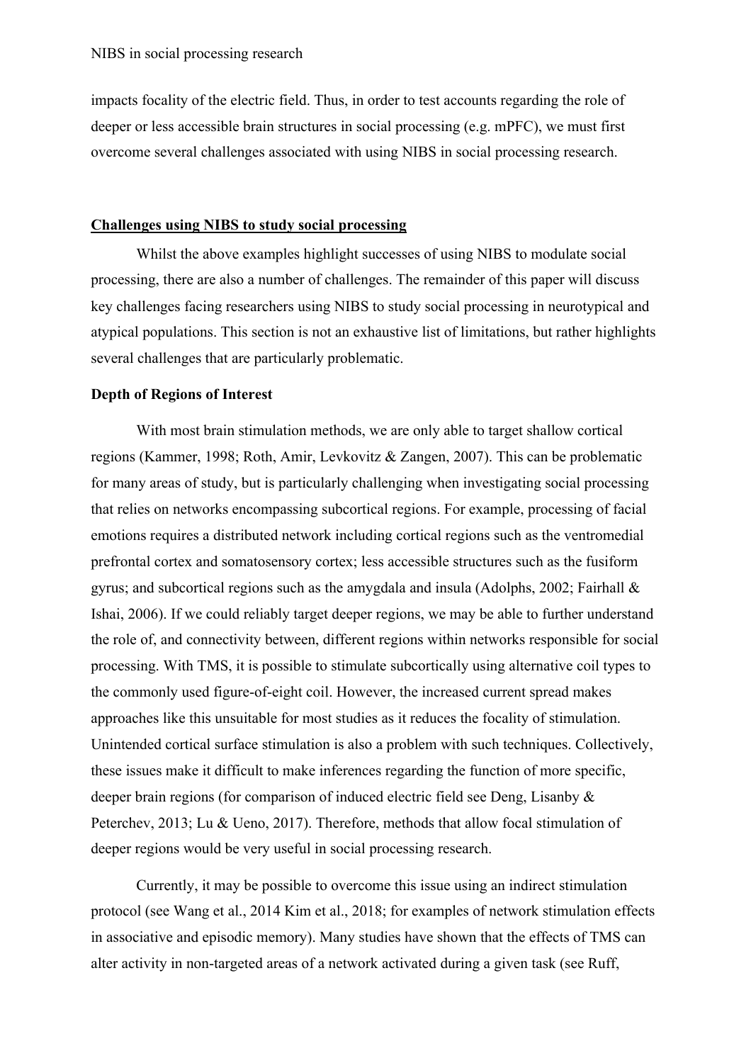impacts focality of the electric field. Thus, in order to test accounts regarding the role of deeper or less accessible brain structures in social processing (e.g. mPFC), we must first overcome several challenges associated with using NIBS in social processing research.

## Challenges using NIBS to study social processing

Whilst the above examples highlight successes of using NIBS to modulate social processing, there are also a number of challenges. The remainder of this paper will discuss key challenges facing researchers using NIBS to study social processing in neurotypical and atypical populations. This section is not an exhaustive list of limitations, but rather highlights several challenges that are particularly problematic.

### Depth of Regions of Interest

With most brain stimulation methods, we are only able to target shallow cortical regions (Kammer, 1998; Roth, Amir, Levkovitz & Zangen, 2007). This can be problematic for many areas of study, but is particularly challenging when investigating social processing that relies on networks encompassing subcortical regions. For example, processing of facial emotions requires a distributed network including cortical regions such as the ventromedial prefrontal cortex and somatosensory cortex; less accessible structures such as the fusiform gyrus; and subcortical regions such as the amygdala and insula (Adolphs, 2002; Fairhall & Ishai, 2006). If we could reliably target deeper regions, we may be able to further understand the role of, and connectivity between, different regions within networks responsible for social processing. With TMS, it is possible to stimulate subcortically using alternative coil types to the commonly used figure-of-eight coil. However, the increased current spread makes approaches like this unsuitable for most studies as it reduces the focality of stimulation. Unintended cortical surface stimulation is also a problem with such techniques. Collectively, these issues make it difficult to make inferences regarding the function of more specific, deeper brain regions (for comparison of induced electric field see Deng, Lisanby & Peterchev, 2013; Lu & Ueno, 2017). Therefore, methods that allow focal stimulation of deeper regions would be very useful in social processing research.

Currently, it may be possible to overcome this issue using an indirect stimulation protocol (see Wang et al., 2014 Kim et al., 2018; for examples of network stimulation effects in associative and episodic memory). Many studies have shown that the effects of TMS can alter activity in non-targeted areas of a network activated during a given task (see Ruff,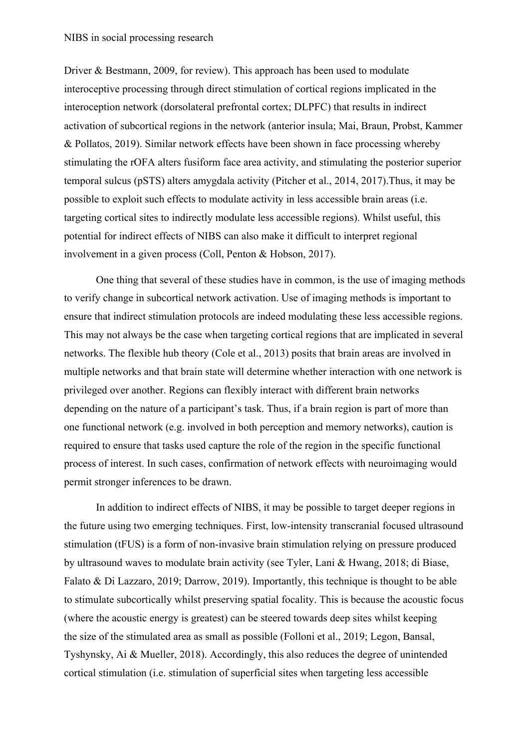Driver & Bestmann, 2009, for review). This approach has been used to modulate interoceptive processing through direct stimulation of cortical regions implicated in the interoception network (dorsolateral prefrontal cortex; DLPFC) that results in indirect activation of subcortical regions in the network (anterior insula; Mai, Braun, Probst, Kammer & Pollatos, 2019). Similar network effects have been shown in face processing whereby stimulating the rOFA alters fusiform face area activity, and stimulating the posterior superior temporal sulcus (pSTS) alters amygdala activity (Pitcher et al., 2014, 2017).Thus, it may be possible to exploit such effects to modulate activity in less accessible brain areas (i.e. targeting cortical sites to indirectly modulate less accessible regions). Whilst useful, this potential for indirect effects of NIBS can also make it difficult to interpret regional involvement in a given process (Coll, Penton & Hobson, 2017).

One thing that several of these studies have in common, is the use of imaging methods to verify change in subcortical network activation. Use of imaging methods is important to ensure that indirect stimulation protocols are indeed modulating these less accessible regions. This may not always be the case when targeting cortical regions that are implicated in several networks. The flexible hub theory (Cole et al., 2013) posits that brain areas are involved in multiple networks and that brain state will determine whether interaction with one network is privileged over another. Regions can flexibly interact with different brain networks depending on the nature of a participant's task. Thus, if a brain region is part of more than one functional network (e.g. involved in both perception and memory networks), caution is required to ensure that tasks used capture the role of the region in the specific functional process of interest. In such cases, confirmation of network effects with neuroimaging would permit stronger inferences to be drawn.

In addition to indirect effects of NIBS, it may be possible to target deeper regions in the future using two emerging techniques. First, low-intensity transcranial focused ultrasound stimulation (tFUS) is a form of non-invasive brain stimulation relying on pressure produced by ultrasound waves to modulate brain activity (see Tyler, Lani & Hwang, 2018; di Biase, Falato & Di Lazzaro, 2019; Darrow, 2019). Importantly, this technique is thought to be able to stimulate subcortically whilst preserving spatial focality. This is because the acoustic focus (where the acoustic energy is greatest) can be steered towards deep sites whilst keeping the size of the stimulated area as small as possible (Folloni et al., 2019; Legon, Bansal, Tyshynsky, Ai & Mueller, 2018). Accordingly, this also reduces the degree of unintended cortical stimulation (i.e. stimulation of superficial sites when targeting less accessible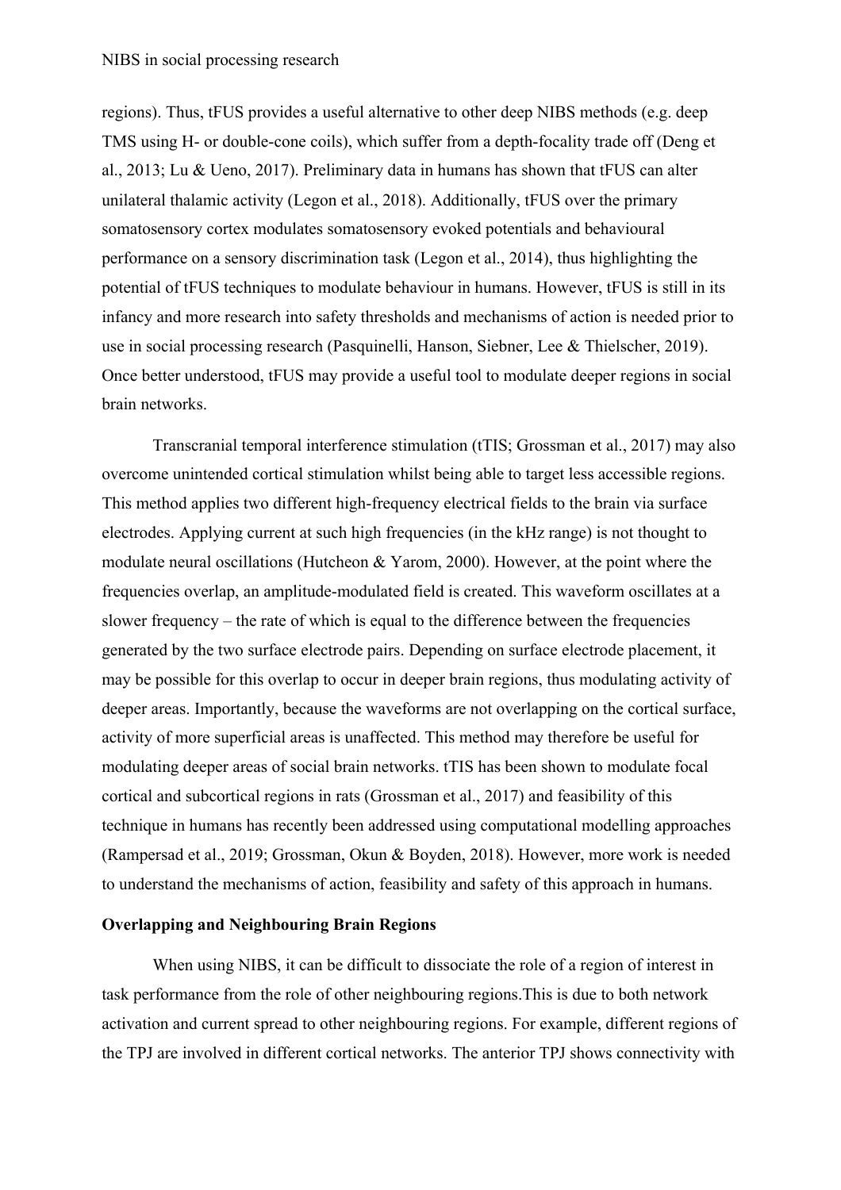regions). Thus, tFUS provides a useful alternative to other deep NIBS methods (e.g. deep TMS using H- or double-cone coils), which suffer from a depth-focality trade off (Deng et al., 2013; Lu & Ueno, 2017). Preliminary data in humans has shown that tFUS can alter unilateral thalamic activity (Legon et al., 2018). Additionally, tFUS over the primary somatosensory cortex modulates somatosensory evoked potentials and behavioural performance on a sensory discrimination task (Legon et al., 2014), thus highlighting the potential of tFUS techniques to modulate behaviour in humans. However, tFUS is still in its infancy and more research into safety thresholds and mechanisms of action is needed prior to use in social processing research (Pasquinelli, Hanson, Siebner, Lee & Thielscher, 2019). Once better understood, tFUS may provide a useful tool to modulate deeper regions in social brain networks.

Transcranial temporal interference stimulation (tTIS; Grossman et al., 2017) may also overcome unintended cortical stimulation whilst being able to target less accessible regions. This method applies two different high-frequency electrical fields to the brain via surface electrodes. Applying current at such high frequencies (in the kHz range) is not thought to modulate neural oscillations (Hutcheon & Yarom, 2000). However, at the point where the frequencies overlap, an amplitude-modulated field is created. This waveform oscillates at a slower frequency – the rate of which is equal to the difference between the frequencies generated by the two surface electrode pairs. Depending on surface electrode placement, it may be possible for this overlap to occur in deeper brain regions, thus modulating activity of deeper areas. Importantly, because the waveforms are not overlapping on the cortical surface, activity of more superficial areas is unaffected. This method may therefore be useful for modulating deeper areas of social brain networks. tTIS has been shown to modulate focal cortical and subcortical regions in rats (Grossman et al., 2017) and feasibility of this technique in humans has recently been addressed using computational modelling approaches (Rampersad et al., 2019; Grossman, Okun & Boyden, 2018). However, more work is needed to understand the mechanisms of action, feasibility and safety of this approach in humans.

**Overlapping and Neighbouring Brain Regions**

When using NIBS, it can be difficult to dissociate the role of a region of interest in task performance from the role of other neighbouring regions.This is due to both network activation and current spread to other neighbouring regions. For example, different regions of the TPJ are involved in different cortical networks. The anterior TPJ shows connectivity with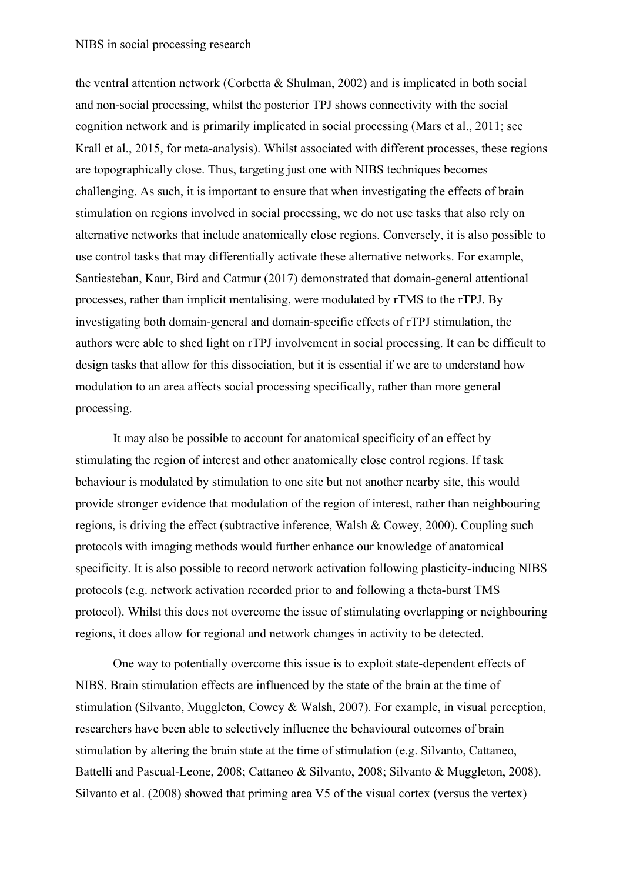the ventral attention network (Corbetta & Shulman, 2002) and is implicated in both social and non-social processing, whilst the posterior TPJ shows connectivity with the social cognition network and is primarily implicated in social processing (Mars et al., 2011; see Krall et al., 2015, for meta-analysis). Whilst associated with different processes, these regions are topographically close. Thus, targeting just one with NIBS techniques becomes challenging. As such, it is important to ensure that when investigating the effects of brain stimulation on regions involved in social processing, we do not use tasks that also rely on alternative networks that include anatomically close regions. Conversely, it is also possible to use control tasks that may differentially activate these alternative networks. For example, Santiesteban, Kaur, Bird and Catmur (2017) demonstrated that domain-general attentional processes, rather than implicit mentalising, were modulated by rTMS to the rTPJ. By investigating both domain-general and domain-specific effects of rTPJ stimulation, the authors were able to shed light on rTPJ involvement in social processing. It can be difficult to design tasks that allow for this dissociation, but it is essential if we are to understand how modulation to an area affects social processing specifically, rather than more general processing.

It may also be possible to account for anatomical specificity of an effect by stimulating the region of interest and other anatomically close control regions. If task behaviour is modulated by stimulation to one site but not another nearby site, this would provide stronger evidence that modulation of the region of interest, rather than neighbouring regions, is driving the effect (subtractive inference, Walsh & Cowey, 2000). Coupling such protocols with imaging methods would further enhance our knowledge of anatomical specificity. It is also possible to record network activation following plasticity-inducing NIBS protocols (e.g. network activation recorded prior to and following a theta-burst TMS protocol). Whilst this does not overcome the issue of stimulating overlapping or neighbouring regions, it does allow for regional and network changes in activity to be detected.

One way to potentially overcome this issue is to exploit state-dependent effects of NIBS. Brain stimulation effects are influenced by the state of the brain at the time of stimulation (Silvanto, Muggleton, Cowey & Walsh, 2007). For example, in visual perception, researchers have been able to selectively influence the behavioural outcomes of brain stimulation by altering the brain state at the time of stimulation (e.g. Silvanto, Cattaneo, Battelli and Pascual-Leone, 2008; Cattaneo & Silvanto, 2008; Silvanto & Muggleton, 2008). Silvanto et al. (2008) showed that priming area V5 of the visual cortex (versus the vertex)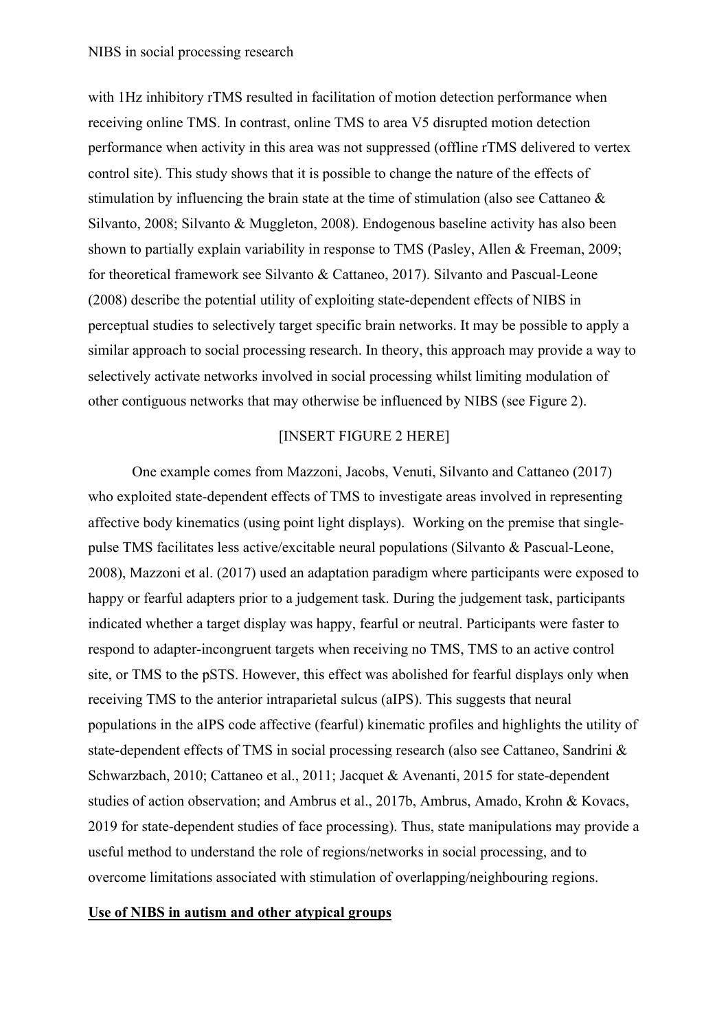with 1Hz inhibitory rTMS resulted in facilitation of motion detection performance when receiving online TMS. In contrast, online TMS to area V5 disrupted motion detection performance when activity in this area was not suppressed (offline rTMS delivered to vertex control site). This study shows that it is possible to change the nature of the effects of stimulation by influencing the brain state at the time of stimulation (also see Cattaneo & Silvanto, 2008; Silvanto & Muggleton, 2008). Endogenous baseline activity has also been shown to partially explain variability in response to TMS (Pasley, Allen & Freeman, 2009; for theoretical framework see Silvanto & Cattaneo, 2017). Silvanto and Pascual-Leone (2008) describe the potential utility of exploiting state-dependent effects of NIBS in perceptual studies to selectively target specific brain networks. It may be possible to apply a similar approach to social processing research. In theory, this approach may provide a way to selectively activate networks involved in social processing whilst limiting modulation of other contiguous networks that may otherwise be influenced by NIBS (see Figure 2).

[INSERT FIGURE 2 HERE]

One example comes from Mazzoni, Jacobs, Venuti, Silvanto and Cattaneo (2017) who exploited state-dependent effects of TMS to investigate areas involved in representing affective body kinematics (using point light displays). Working on the premise that single-pulse TMS facilitates less active/excitable neural populations (Silvanto & Pascual-Leone, 2008), Mazzoni et al. (2017) used an adaptation paradigm where participants were exposed to happy or fearful adapters prior to a judgement task. During the judgement task, participants indicated whether a target display was happy, fearful or neutral. Participants were faster to respond to adapter-incongruent targets when receiving no TMS, TMS to an active control site, or TMS to the pSTS. However, this effect was abolished for fearful displays only when receiving TMS to the anterior intraparietal sulcus (aIPS). This suggests that neural populations in the aIPS code affective (fearful) kinematic profiles and highlights the utility of state-dependent effects of TMS in social processing research (also see Cattaneo, Sandrini & Schwarzbach, 2010; Cattaneo et al., 2011; Jacquet & Avenanti, 2015 for state-dependent studies of action observation; and Ambrus et al., 2017b, Ambrus, Amado, Krohn & Kovacs, 2019 for state-dependent studies of face processing). Thus, state manipulations may provide a useful method to understand the role of regions/networks in social processing, and to overcome limitations associated with stimulation of overlapping/neighbouring regions.

## **Use of NIBS in autism and other atypical groups**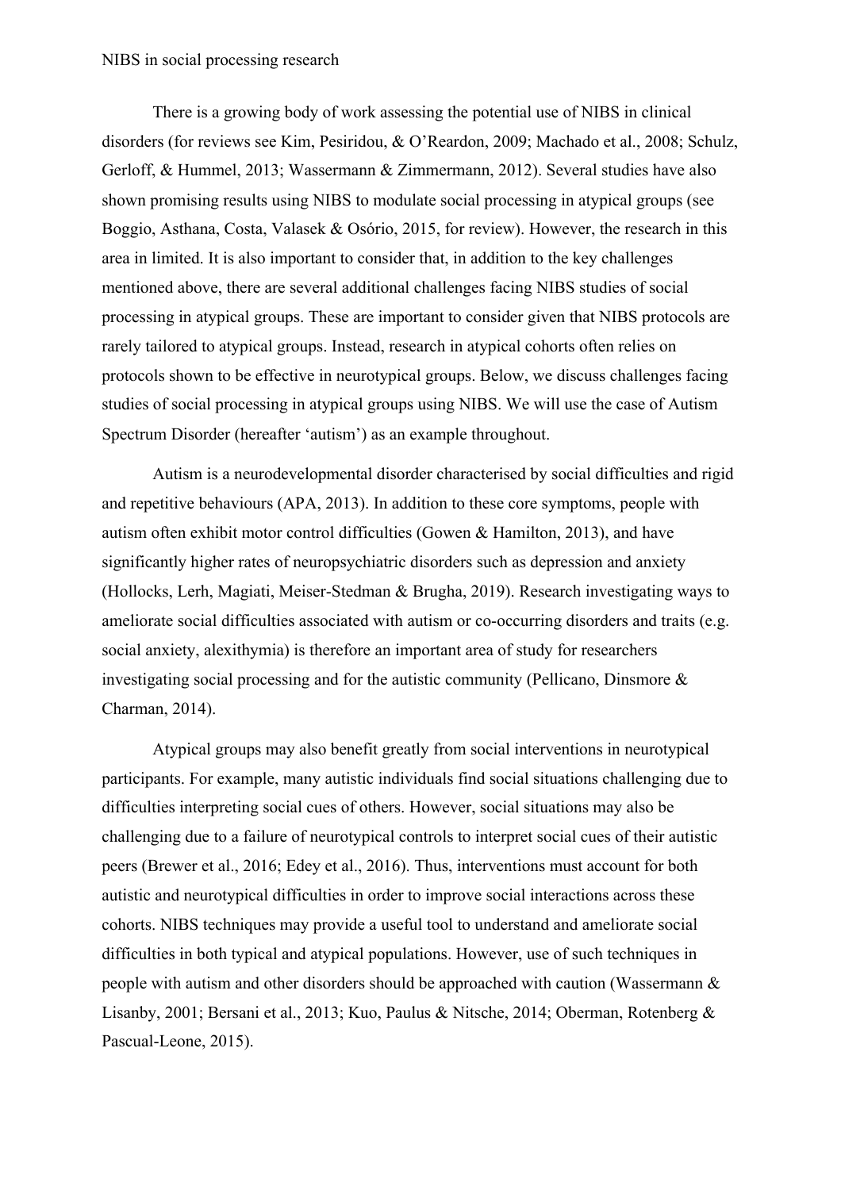There is a growing body of work assessing the potential use of NIBS in clinical disorders (for reviews see Kim, Pesiridou, & O'Reardon, 2009; Machado et al., 2008; Schulz, Gerloff, & Hummel, 2013; Wassermann & Zimmermann, 2012). Several studies have also shown promising results using NIBS to modulate social processing in atypical groups (see Boggio, Asthana, Costa, Valasek & Osório, 2015, for review). However, the research in this area in limited. It is also important to consider that, in addition to the key challenges mentioned above, there are several additional challenges facing NIBS studies of social processing in atypical groups. These are important to consider given that NIBS protocols are rarely tailored to atypical groups. Instead, research in atypical cohorts often relies on protocols shown to be effective in neurotypical groups. Below, we discuss challenges facing studies of social processing in atypical groups using NIBS. We will use the case of Autism Spectrum Disorder (hereafter 'autism') as an example throughout.

Autism is a neurodevelopmental disorder characterised by social difficulties and rigid and repetitive behaviours (APA, 2013). In addition to these core symptoms, people with autism often exhibit motor control difficulties (Gowen & Hamilton, 2013), and have significantly higher rates of neuropsychiatric disorders such as depression and anxiety (Hollocks, Lerh, Magiati, Meiser-Stedman & Brugha, 2019). Research investigating ways to ameliorate social difficulties associated with autism or co-occurring disorders and traits (e.g. social anxiety, alexithymia) is therefore an important area of study for researchers investigating social processing and for the autistic community (Pellicano, Dinsmore & Charman, 2014).

Atypical groups may also benefit greatly from social interventions in neurotypical participants. For example, many autistic individuals find social situations challenging due to difficulties interpreting social cues of others. However, social situations may also be challenging due to a failure of neurotypical controls to interpret social cues of their autistic peers (Brewer et al., 2016; Edey et al., 2016). Thus, interventions must account for both autistic and neurotypical difficulties in order to improve social interactions across these cohorts. NIBS techniques may provide a useful tool to understand and ameliorate social difficulties in both typical and atypical populations. However, use of such techniques in people with autism and other disorders should be approached with caution (Wassermann & Lisanby, 2001; Bersani et al., 2013; Kuo, Paulus & Nitsche, 2014; Oberman, Rotenberg & Pascual-Leone, 2015).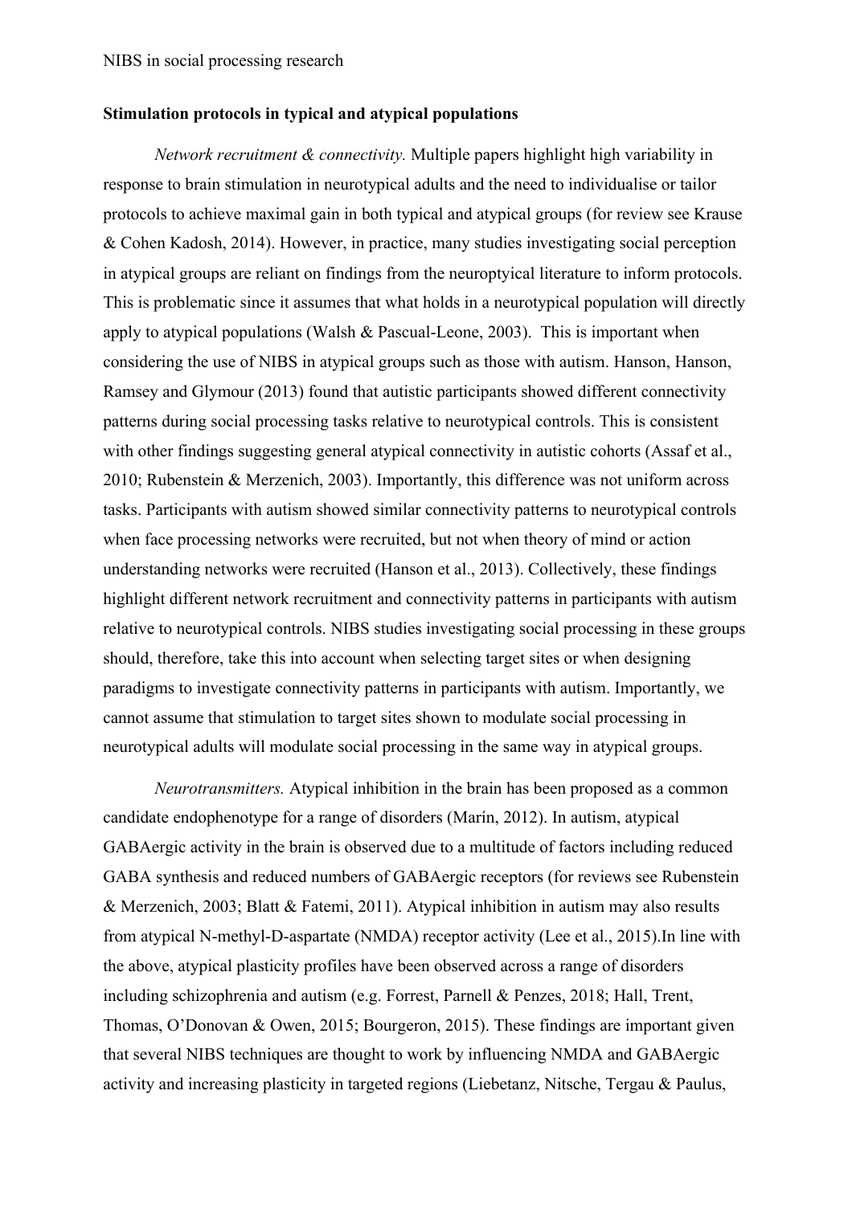**Stimulation protocols in typical and atypical populations**

*Network recruitment & connectivity.* Multiple papers highlight high variability in response to brain stimulation in neurotypical adults and the need to individualise or tailor protocols to achieve maximal gain in both typical and atypical groups (for review see Krause & Cohen Kadosh, 2014). However, in practice, many studies investigating social perception in atypical groups are reliant on findings from the neuroptyical literature to inform protocols. This is problematic since it assumes that what holds in a neurotypical population will directly apply to atypical populations (Walsh & Pascual-Leone, 2003). This is important when considering the use of NIBS in atypical groups such as those with autism. Hanson, Hanson, Ramsey and Glymour (2013) found that autistic participants showed different connectivity patterns during social processing tasks relative to neurotypical controls. This is consistent with other findings suggesting general atypical connectivity in autistic cohorts (Assaf et al., 2010; Rubenstein & Merzenich, 2003). Importantly, this difference was not uniform across tasks. Participants with autism showed similar connectivity patterns to neurotypical controls when face processing networks were recruited, but not when theory of mind or action understanding networks were recruited (Hanson et al., 2013). Collectively, these findings highlight different network recruitment and connectivity patterns in participants with autism relative to neurotypical controls. NIBS studies investigating social processing in these groups should, therefore, take this into account when selecting target sites or when designing paradigms to investigate connectivity patterns in participants with autism. Importantly, we cannot assume that stimulation to target sites shown to modulate social processing in neurotypical adults will modulate social processing in the same way in atypical groups.

*Neurotransmitters.* Atypical inhibition in the brain has been proposed as a common candidate endophenotype for a range of disorders (Marín, 2012). In autism, atypical GABAergic activity in the brain is observed due to a multitude of factors including reduced GABA synthesis and reduced numbers of GABAergic receptors (for reviews see Rubenstein & Merzenich, 2003; Blatt & Fatemi, 2011). Atypical inhibition in autism may also results from atypical N-methyl-D-aspartate (NMDA) receptor activity (Lee et al., 2015).In line with the above, atypical plasticity profiles have been observed across a range of disorders including schizophrenia and autism (e.g. Forrest, Parnell & Penzes, 2018; Hall, Trent, Thomas, O'Donovan & Owen, 2015; Bourgeron, 2015). These findings are important given that several NIBS techniques are thought to work by influencing NMDA and GABAergic activity and increasing plasticity in targeted regions (Liebetanz, Nitsche, Tergau & Paulus,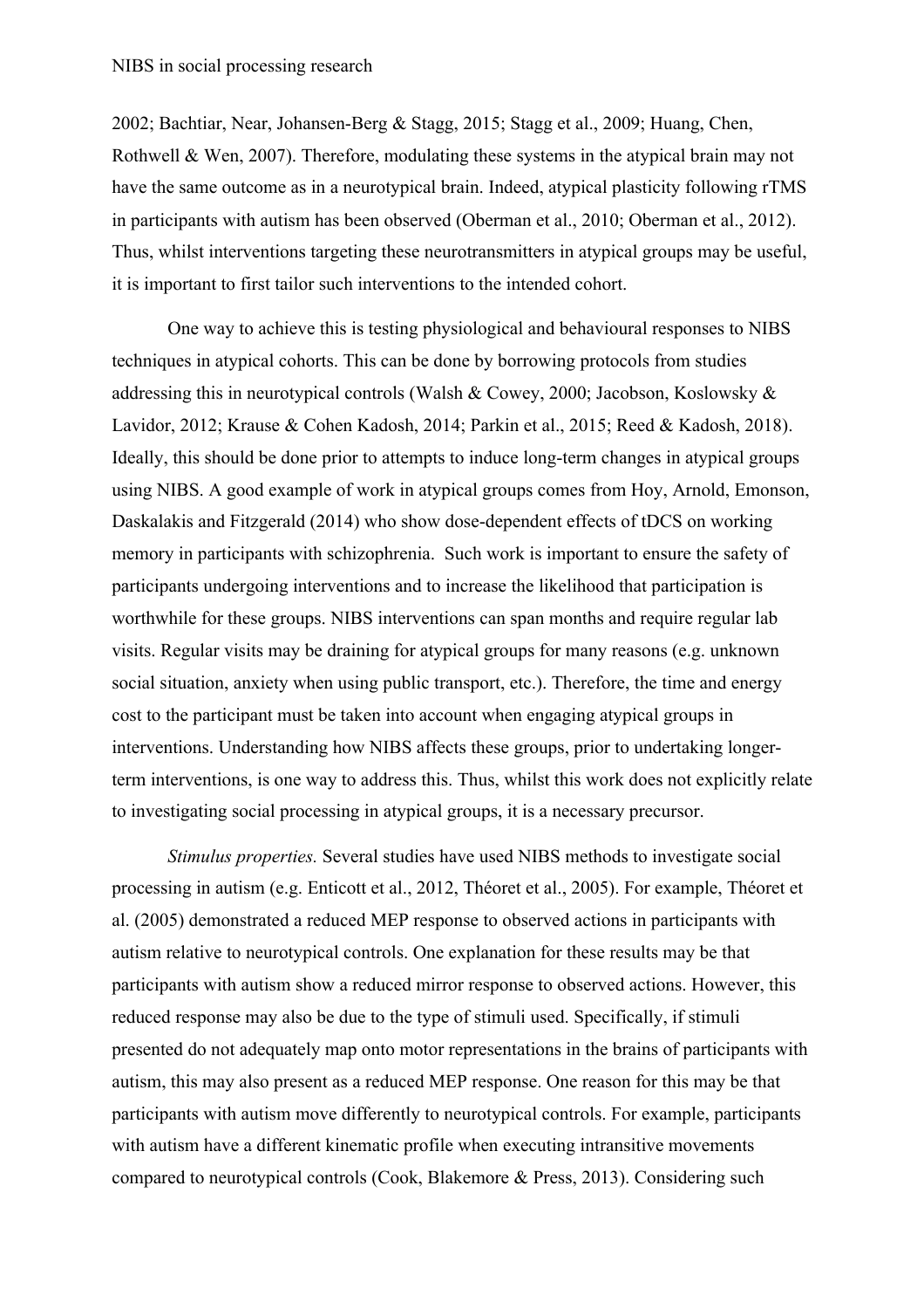2002; Bachtiar, Near, Johansen-Berg & Stagg, 2015; Stagg et al., 2009; Huang, Chen, Rothwell & Wen, 2007). Therefore, modulating these systems in the atypical brain may not have the same outcome as in a neurotypical brain. Indeed, atypical plasticity following rTMS in participants with autism has been observed (Oberman et al., 2010; Oberman et al., 2012). Thus, whilst interventions targeting these neurotransmitters in atypical groups may be useful, it is important to first tailor such interventions to the intended cohort.

One way to achieve this is testing physiological and behavioural responses to NIBS techniques in atypical cohorts. This can be done by borrowing protocols from studies addressing this in neurotypical controls (Walsh & Cowey, 2000; Jacobson, Koslowsky & Lavidor, 2012; Krause & Cohen Kadosh, 2014; Parkin et al., 2015; Reed & Kadosh, 2018). Ideally, this should be done prior to attempts to induce long-term changes in atypical groups using NIBS. A good example of work in atypical groups comes from Hoy, Arnold, Emonson, Daskalakis and Fitzgerald (2014) who show dose-dependent effects of tDCS on working memory in participants with schizophrenia. Such work is important to ensure the safety of participants undergoing interventions and to increase the likelihood that participation is worthwhile for these groups. NIBS interventions can span months and require regular lab visits. Regular visits may be draining for atypical groups for many reasons (e.g. unknown social situation, anxiety when using public transport, etc.). Therefore, the time and energy cost to the participant must be taken into account when engaging atypical groups in interventions. Understanding how NIBS affects these groups, prior to undertaking longer-term interventions, is one way to address this. Thus, whilst this work does not explicitly relate to investigating social processing in atypical groups, it is a necessary precursor.

*Stimulus properties.* Several studies have used NIBS methods to investigate social processing in autism (e.g. Enticott et al., 2012, Théoret et al., 2005). For example, Théoret et al. (2005) demonstrated a reduced MEP response to observed actions in participants with autism relative to neurotypical controls. One explanation for these results may be that participants with autism show a reduced mirror response to observed actions. However, this reduced response may also be due to the type of stimuli used. Specifically, if stimuli presented do not adequately map onto motor representations in the brains of participants with autism, this may also present as a reduced MEP response. One reason for this may be that participants with autism move differently to neurotypical controls. For example, participants with autism have a different kinematic profile when executing intransitive movements compared to neurotypical controls (Cook, Blakemore & Press, 2013). Considering such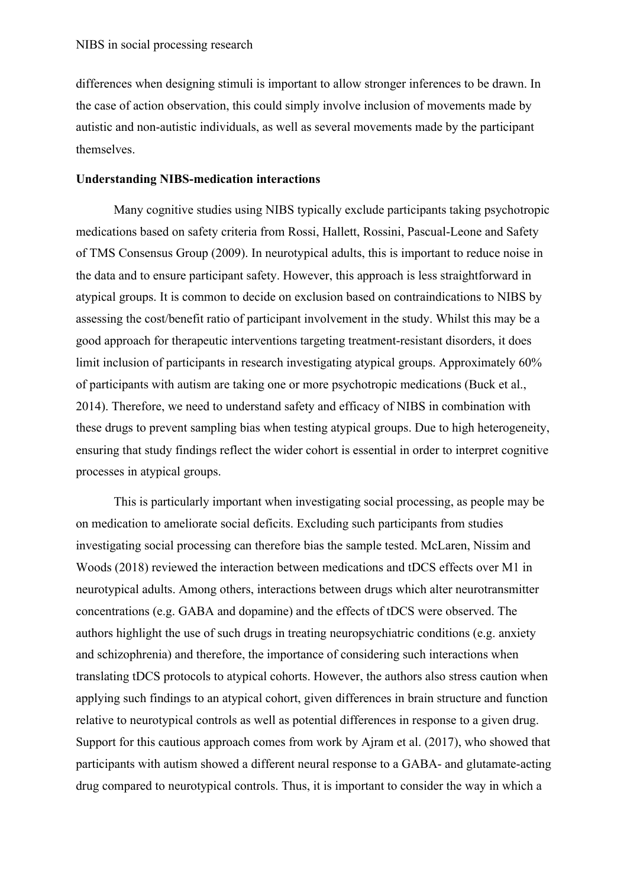differences when designing stimuli is important to allow stronger inferences to be drawn. In the case of action observation, this could simply involve inclusion of movements made by autistic and non-autistic individuals, as well as several movements made by the participant themselves.

**Understanding NIBS-medication interactions**

Many cognitive studies using NIBS typically exclude participants taking psychotropic medications based on safety criteria from Rossi, Hallett, Rossini, Pascual-Leone and Safety of TMS Consensus Group (2009). In neurotypical adults, this is important to reduce noise in the data and to ensure participant safety. However, this approach is less straightforward in atypical groups. It is common to decide on exclusion based on contraindications to NIBS by assessing the cost/benefit ratio of participant involvement in the study. Whilst this may be a good approach for therapeutic interventions targeting treatment-resistant disorders, it does limit inclusion of participants in research investigating atypical groups. Approximately 60% of participants with autism are taking one or more psychotropic medications (Buck et al., 2014). Therefore, we need to understand safety and efficacy of NIBS in combination with these drugs to prevent sampling bias when testing atypical groups. Due to high heterogeneity, ensuring that study findings reflect the wider cohort is essential in order to interpret cognitive processes in atypical groups.

This is particularly important when investigating social processing, as people may be on medication to ameliorate social deficits. Excluding such participants from studies investigating social processing can therefore bias the sample tested. McLaren, Nissim and Woods (2018) reviewed the interaction between medications and tDCS effects over M1 in neurotypical adults. Among others, interactions between drugs which alter neurotransmitter concentrations (e.g. GABA and dopamine) and the effects of tDCS were observed. The authors highlight the use of such drugs in treating neuropsychiatric conditions (e.g. anxiety and schizophrenia) and therefore, the importance of considering such interactions when translating tDCS protocols to atypical cohorts. However, the authors also stress caution when applying such findings to an atypical cohort, given differences in brain structure and function relative to neurotypical controls as well as potential differences in response to a given drug. Support for this cautious approach comes from work by Ajram et al. (2017), who showed that participants with autism showed a different neural response to a GABA- and glutamate-acting drug compared to neurotypical controls. Thus, it is important to consider the way in which a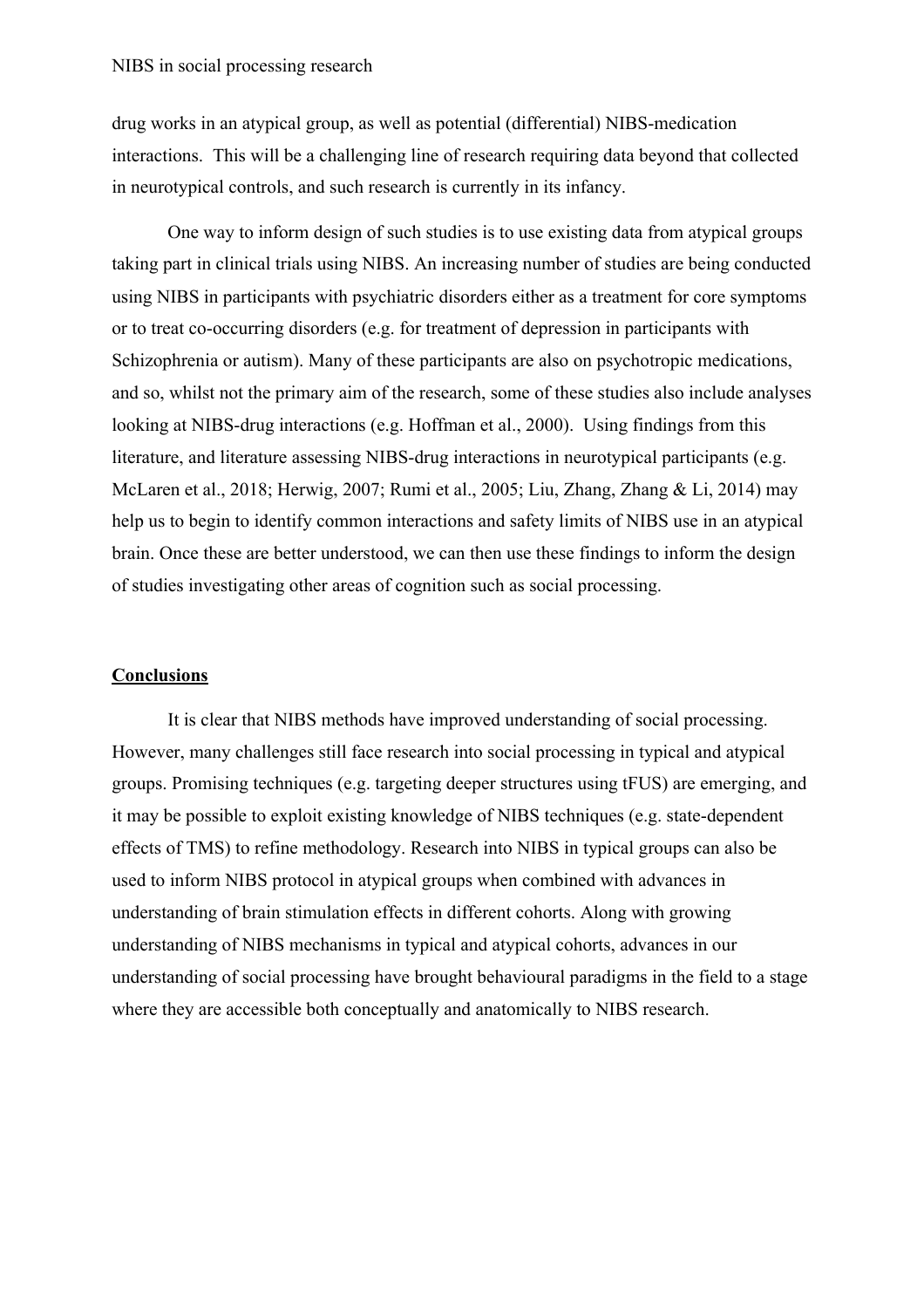drug works in an atypical group, as well as potential (differential) NIBS-medication interactions. This will be a challenging line of research requiring data beyond that collected in neurotypical controls, and such research is currently in its infancy.

One way to inform design of such studies is to use existing data from atypical groups taking part in clinical trials using NIBS. An increasing number of studies are being conducted using NIBS in participants with psychiatric disorders either as a treatment for core symptoms or to treat co-occurring disorders (e.g. for treatment of depression in participants with Schizophrenia or autism). Many of these participants are also on psychotropic medications, and so, whilst not the primary aim of the research, some of these studies also include analyses looking at NIBS-drug interactions (e.g. Hoffman et al., 2000). Using findings from this literature, and literature assessing NIBS-drug interactions in neurotypical participants (e.g. McLaren et al., 2018; Herwig, 2007; Rumi et al., 2005; Liu, Zhang, Zhang & Li, 2014) may help us to begin to identify common interactions and safety limits of NIBS use in an atypical brain. Once these are better understood, we can then use these findings to inform the design of studies investigating other areas of cognition such as social processing.

## Conclusions

It is clear that NIBS methods have improved understanding of social processing. However, many challenges still face research into social processing in typical and atypical groups. Promising techniques (e.g. targeting deeper structures using tFUS) are emerging, and it may be possible to exploit existing knowledge of NIBS techniques (e.g. state-dependent effects of TMS) to refine methodology. Research into NIBS in typical groups can also be used to inform NIBS protocol in atypical groups when combined with advances in understanding of brain stimulation effects in different cohorts. Along with growing understanding of NIBS mechanisms in typical and atypical cohorts, advances in our understanding of social processing have brought behavioural paradigms in the field to a stage where they are accessible both conceptually and anatomically to NIBS research.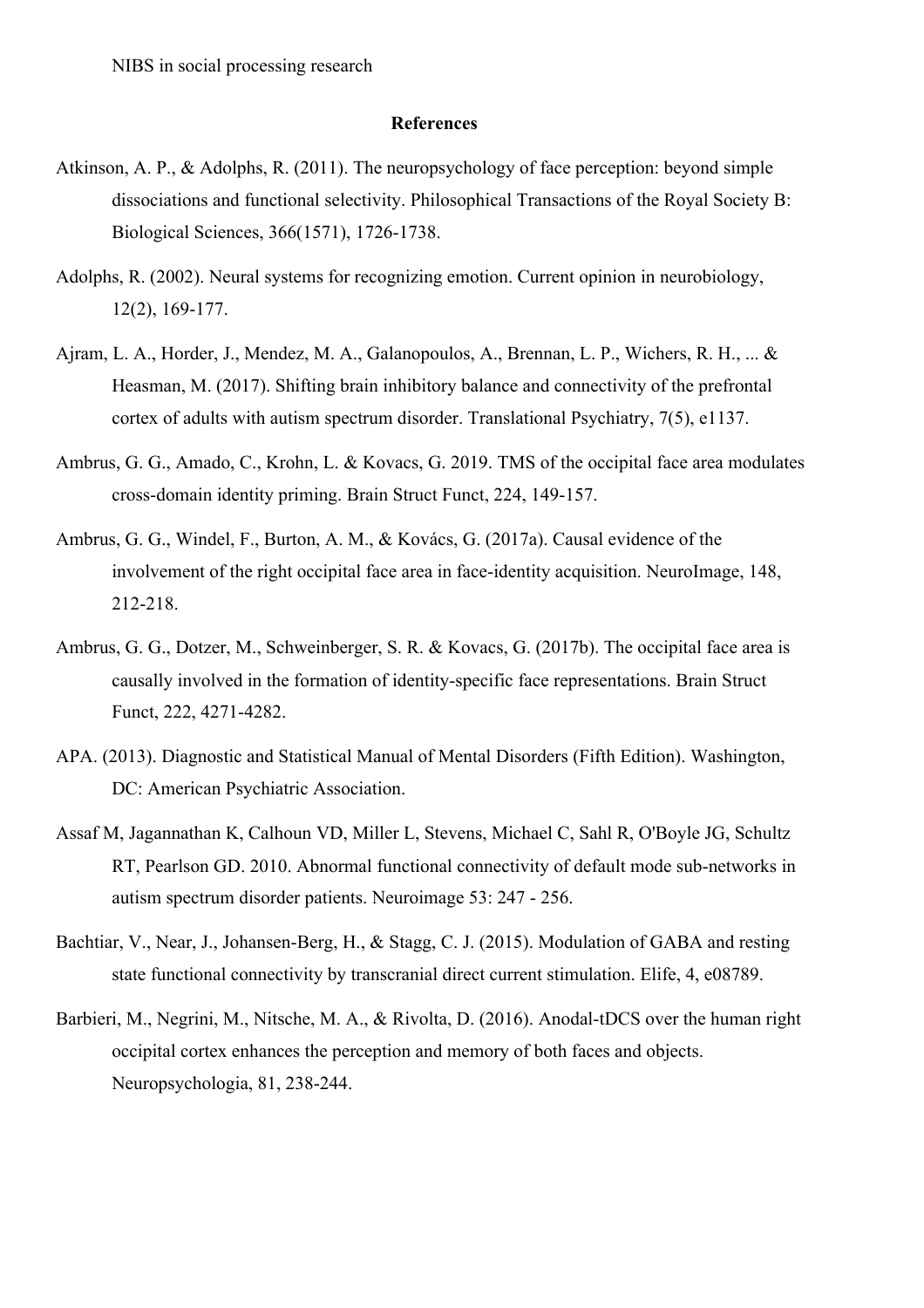## References

Atkinson, A. P., & Adolphs, R. (2011). The neuropsychology of face perception: beyond simple dissociations and functional selectivity. Philosophical Transactions of the Royal Society B: Biological Sciences, 366(1571), 1726-1738.

Adolphs, R. (2002). Neural systems for recognizing emotion. Current opinion in neurobiology, 12(2), 169-177.

Ajram, L. A., Horder, J., Mendez, M. A., Galanopoulos, A., Brennan, L. P., Wichers, R. H., ... & Heasman, M. (2017). Shifting brain inhibitory balance and connectivity of the prefrontal cortex of adults with autism spectrum disorder. Translational Psychiatry, 7(5), e1137.

Ambrus, G. G., Amado, C., Krohn, L. & Kovacs, G. 2019. TMS of the occipital face area modulates cross-domain identity priming. Brain Struct Funct, 224, 149-157.

Ambrus, G. G., Windel, F., Burton, A. M., & Kovács, G. (2017a). Causal evidence of the involvement of the right occipital face area in face-identity acquisition. NeuroImage, 148, 212-218.

Ambrus, G. G., Dotzer, M., Schweinberger, S. R. & Kovacs, G. (2017b). The occipital face area is causally involved in the formation of identity-specific face representations. Brain Struct Funct, 222, 4271-4282.

APA. (2013). Diagnostic and Statistical Manual of Mental Disorders (Fifth Edition). Washington, DC: American Psychiatric Association.

Assaf M, Jagannathan K, Calhoun VD, Miller L, Stevens, Michael C, Sahl R, O'Boyle JG, Schultz RT, Pearlson GD. 2010. Abnormal functional connectivity of default mode sub-networks in autism spectrum disorder patients. Neuroimage 53: 247 - 256.

Bachtiar, V., Near, J., Johansen-Berg, H., & Stagg, C. J. (2015). Modulation of GABA and resting state functional connectivity by transcranial direct current stimulation. Elife, 4, e08789.

Barbieri, M., Negrini, M., Nitsche, M. A., & Rivolta, D. (2016). Anodal-tDCS over the human right occipital cortex enhances the perception and memory of both faces and objects. Neuropsychologia, 81, 238-244.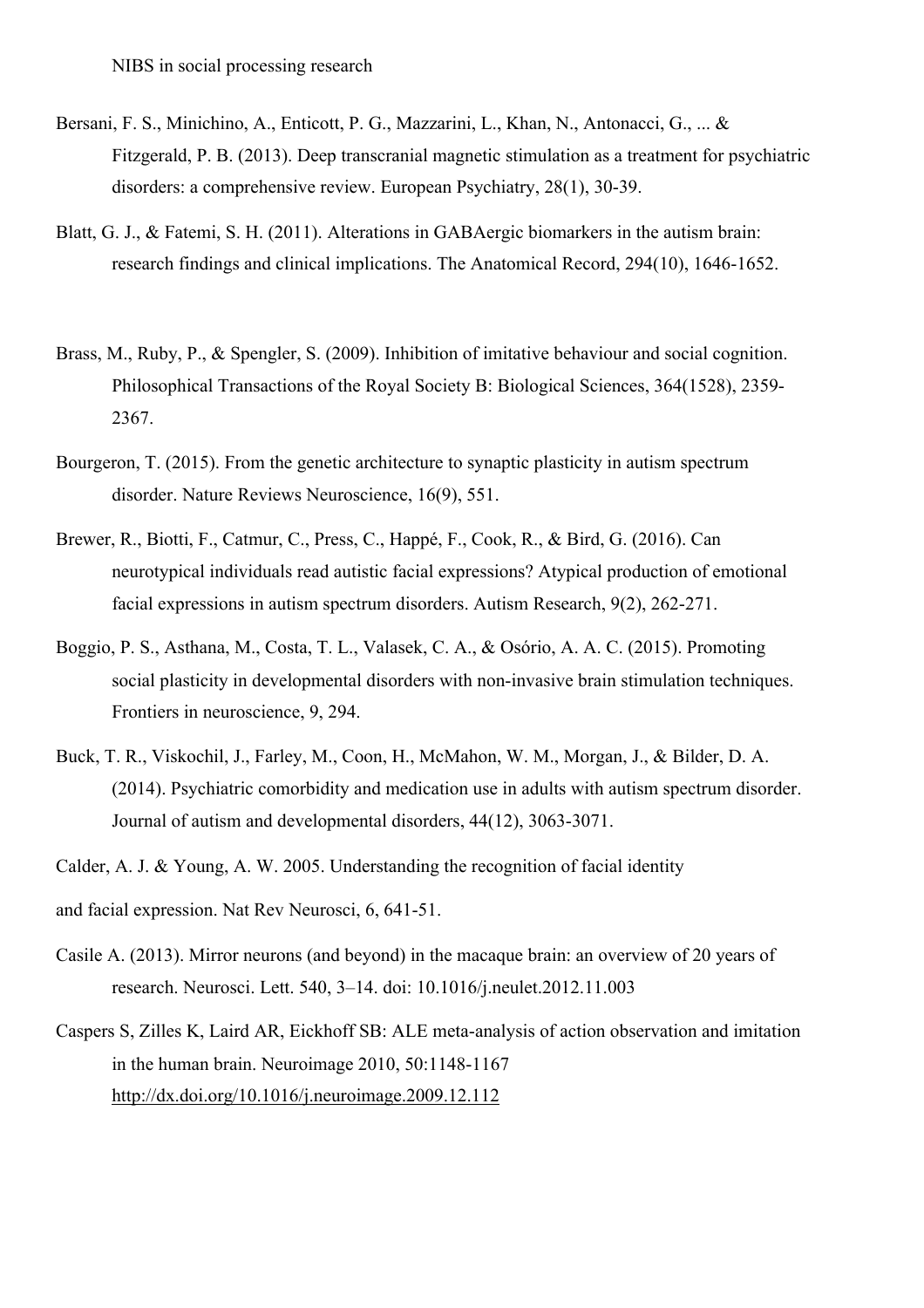Bersani, F. S., Minichino, A., Enticott, P. G., Mazzarini, L., Khan, N., Antonacci, G., ... & Fitzgerald, P. B. (2013). Deep transcranial magnetic stimulation as a treatment for psychiatric disorders: a comprehensive review. European Psychiatry, 28(1), 30-39.

Blatt, G. J., & Fatemi, S. H. (2011). Alterations in GABAergic biomarkers in the autism brain: research findings and clinical implications. The Anatomical Record, 294(10), 1646-1652.

Brass, M., Ruby, P., & Spengler, S. (2009). Inhibition of imitative behaviour and social cognition. Philosophical Transactions of the Royal Society B: Biological Sciences, 364(1528), 2359-2367.

Bourgeron, T. (2015). From the genetic architecture to synaptic plasticity in autism spectrum disorder. Nature Reviews Neuroscience, 16(9), 551.

Brewer, R., Biotti, F., Catmur, C., Press, C., Happé, F., Cook, R., & Bird, G. (2016). Can neurotypical individuals read autistic facial expressions? Atypical production of emotional facial expressions in autism spectrum disorders. Autism Research, 9(2), 262-271.

Boggio, P. S., Asthana, M., Costa, T. L., Valasek, C. A., & Osório, A. A. C. (2015). Promoting social plasticity in developmental disorders with non-invasive brain stimulation techniques. Frontiers in neuroscience, 9, 294.

Buck, T. R., Viskochil, J., Farley, M., Coon, H., McMahon, W. M., Morgan, J., & Bilder, D. A. (2014). Psychiatric comorbidity and medication use in adults with autism spectrum disorder. Journal of autism and developmental disorders, 44(12), 3063-3071.

Calder, A. J. & Young, A. W. 2005. Understanding the recognition of facial identity and facial expression. Nat Rev Neurosci, 6, 641-51.

Casile A. (2013). Mirror neurons (and beyond) in the macaque brain: an overview of 20 years of research. Neurosci. Lett. 540, 3–14. doi: 10.1016/j.neulet.2012.11.003

Caspers S, Zilles K, Laird AR, Eickhoff SB: ALE meta-analysis of action observation and imitation in the human brain. Neuroimage 2010, 50:1148-1167 http://dx.doi.org/10.1016/j.neuroimage.2009.12.112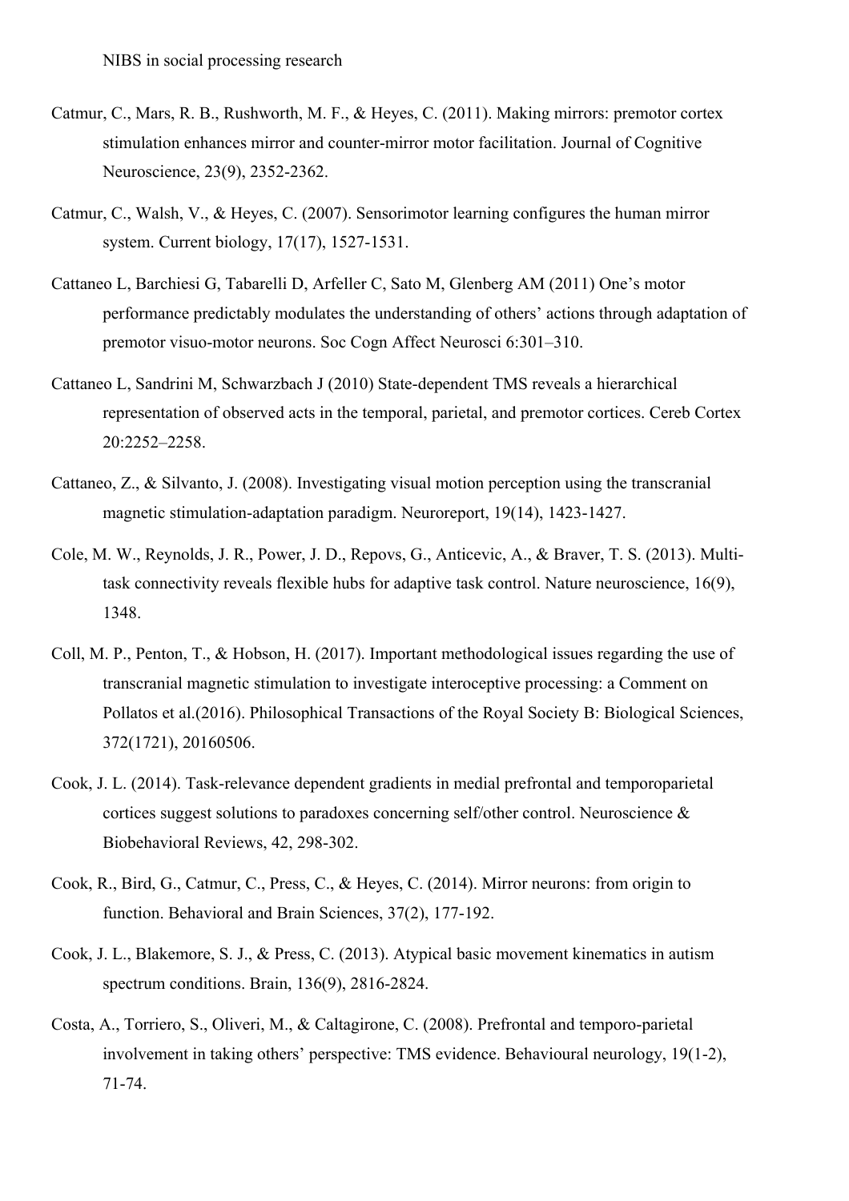Catmur, C., Mars, R. B., Rushworth, M. F., & Heyes, C. (2011). Making mirrors: premotor cortex stimulation enhances mirror and counter-mirror motor facilitation. Journal of Cognitive Neuroscience, 23(9), 2352-2362.

Catmur, C., Walsh, V., & Heyes, C. (2007). Sensorimotor learning configures the human mirror system. Current biology, 17(17), 1527-1531.

Cattaneo L, Barchiesi G, Tabarelli D, Arfeller C, Sato M, Glenberg AM (2011) One's motor performance predictably modulates the understanding of others' actions through adaptation of premotor visuo-motor neurons. Soc Cogn Affect Neurosci 6:301–310.

Cattaneo L, Sandrini M, Schwarzbach J (2010) State-dependent TMS reveals a hierarchical representation of observed acts in the temporal, parietal, and premotor cortices. Cereb Cortex 20:2252–2258.

Cattaneo, Z., & Silvanto, J. (2008). Investigating visual motion perception using the transcranial magnetic stimulation-adaptation paradigm. Neuroreport, 19(14), 1423-1427.

Cole, M. W., Reynolds, J. R., Power, J. D., Repovs, G., Anticevic, A., & Braver, T. S. (2013). Multi-task connectivity reveals flexible hubs for adaptive task control. Nature neuroscience, 16(9), 1348.

Coll, M. P., Penton, T., & Hobson, H. (2017). Important methodological issues regarding the use of transcranial magnetic stimulation to investigate interoceptive processing: a Comment on Pollatos et al.(2016). Philosophical Transactions of the Royal Society B: Biological Sciences, 372(1721), 20160506.

Cook, J. L. (2014). Task-relevance dependent gradients in medial prefrontal and temporoparietal cortices suggest solutions to paradoxes concerning self/other control. Neuroscience & Biobehavioral Reviews, 42, 298-302.

Cook, R., Bird, G., Catmur, C., Press, C., & Heyes, C. (2014). Mirror neurons: from origin to function. Behavioral and Brain Sciences, 37(2), 177-192.

Cook, J. L., Blakemore, S. J., & Press, C. (2013). Atypical basic movement kinematics in autism spectrum conditions. Brain, 136(9), 2816-2824.

Costa, A., Torriero, S., Oliveri, M., & Caltagirone, C. (2008). Prefrontal and temporo-parietal involvement in taking others' perspective: TMS evidence. Behavioural neurology, 19(1-2), 71-74.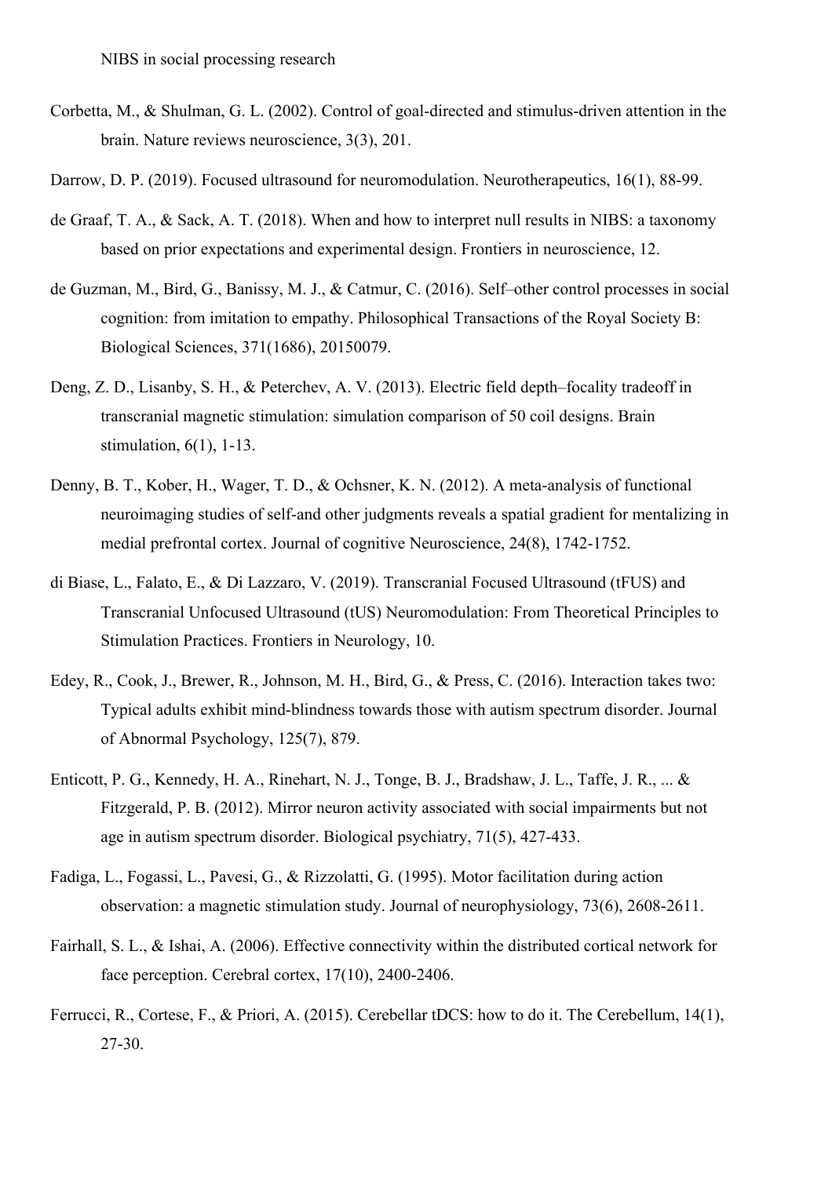Corbetta, M., & Shulman, G. L. (2002). Control of goal-directed and stimulus-driven attention in the brain. Nature reviews neuroscience, 3(3), 201.

Darrow, D. P. (2019). Focused ultrasound for neuromodulation. Neurotherapeutics, 16(1), 88-99.

de Graaf, T. A., & Sack, A. T. (2018). When and how to interpret null results in NIBS: a taxonomy based on prior expectations and experimental design. Frontiers in neuroscience, 12.

de Guzman, M., Bird, G., Banissy, M. J., & Catmur, C. (2016). Self–other control processes in social cognition: from imitation to empathy. Philosophical Transactions of the Royal Society B: Biological Sciences, 371(1686), 20150079.

Deng, Z. D., Lisanby, S. H., & Peterchev, A. V. (2013). Electric field depth–focality tradeoff in transcranial magnetic stimulation: simulation comparison of 50 coil designs. Brain stimulation, 6(1), 1-13.

Denny, B. T., Kober, H., Wager, T. D., & Ochsner, K. N. (2012). A meta-analysis of functional neuroimaging studies of self-and other judgments reveals a spatial gradient for mentalizing in medial prefrontal cortex. Journal of cognitive Neuroscience, 24(8), 1742-1752.

di Biase, L., Falato, E., & Di Lazzaro, V. (2019). Transcranial Focused Ultrasound (tFUS) and Transcranial Unfocused Ultrasound (tUS) Neuromodulation: From Theoretical Principles to Stimulation Practices. Frontiers in Neurology, 10.

Edey, R., Cook, J., Brewer, R., Johnson, M. H., Bird, G., & Press, C. (2016). Interaction takes two: Typical adults exhibit mind-blindness towards those with autism spectrum disorder. Journal of Abnormal Psychology, 125(7), 879.

Enticott, P. G., Kennedy, H. A., Rinehart, N. J., Tonge, B. J., Bradshaw, J. L., Taffe, J. R., ... & Fitzgerald, P. B. (2012). Mirror neuron activity associated with social impairments but not age in autism spectrum disorder. Biological psychiatry, 71(5), 427-433.

Fadiga, L., Fogassi, L., Pavesi, G., & Rizzolatti, G. (1995). Motor facilitation during action observation: a magnetic stimulation study. Journal of neurophysiology, 73(6), 2608-2611.

Fairhall, S. L., & Ishai, A. (2006). Effective connectivity within the distributed cortical network for face perception. Cerebral cortex, 17(10), 2400-2406.

Ferrucci, R., Cortese, F., & Priori, A. (2015). Cerebellar tDCS: how to do it. The Cerebellum, 14(1), 27-30.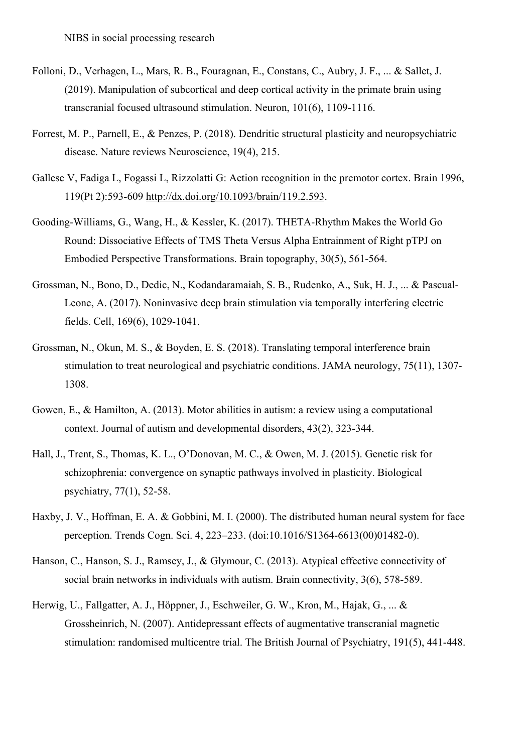Folloni, D., Verhagen, L., Mars, R. B., Fouragnan, E., Constans, C., Aubry, J. F., ... & Sallet, J. (2019). Manipulation of subcortical and deep cortical activity in the primate brain using transcranial focused ultrasound stimulation. Neuron, 101(6), 1109-1116.

Forrest, M. P., Parnell, E., & Penzes, P. (2018). Dendritic structural plasticity and neuropsychiatric disease. Nature reviews Neuroscience, 19(4), 215.

Gallese V, Fadiga L, Fogassi L, Rizzolatti G: Action recognition in the premotor cortex. Brain 1996, 119(Pt 2):593-609 http://dx.doi.org/10.1093/brain/119.2.593.

Gooding-Williams, G., Wang, H., & Kessler, K. (2017). THETA-Rhythm Makes the World Go Round: Dissociative Effects of TMS Theta Versus Alpha Entrainment of Right pTPJ on Embodied Perspective Transformations. Brain topography, 30(5), 561-564.

Grossman, N., Bono, D., Dedic, N., Kodandaramaiah, S. B., Rudenko, A., Suk, H. J., ... & Pascual-Leone, A. (2017). Noninvasive deep brain stimulation via temporally interfering electric fields. Cell, 169(6), 1029-1041.

Grossman, N., Okun, M. S., & Boyden, E. S. (2018). Translating temporal interference brain stimulation to treat neurological and psychiatric conditions. JAMA neurology, 75(11), 1307-1308.

Gowen, E., & Hamilton, A. (2013). Motor abilities in autism: a review using a computational context. Journal of autism and developmental disorders, 43(2), 323-344.

Hall, J., Trent, S., Thomas, K. L., O'Donovan, M. C., & Owen, M. J. (2015). Genetic risk for schizophrenia: convergence on synaptic pathways involved in plasticity. Biological psychiatry, 77(1), 52-58.

Haxby, J. V., Hoffman, E. A. & Gobbini, M. I. (2000). The distributed human neural system for face perception. Trends Cogn. Sci. 4, 223–233. (doi:10.1016/S1364-6613(00)01482-0).

Hanson, C., Hanson, S. J., Ramsey, J., & Glymour, C. (2013). Atypical effective connectivity of social brain networks in individuals with autism. Brain connectivity, 3(6), 578-589.

Herwig, U., Fallgatter, A. J., Höppner, J., Eschweiler, G. W., Kron, M., Hajak, G., ... & Grossheinrich, N. (2007). Antidepressant effects of augmentative transcranial magnetic stimulation: randomised multicentre trial. The British Journal of Psychiatry, 191(5), 441-448.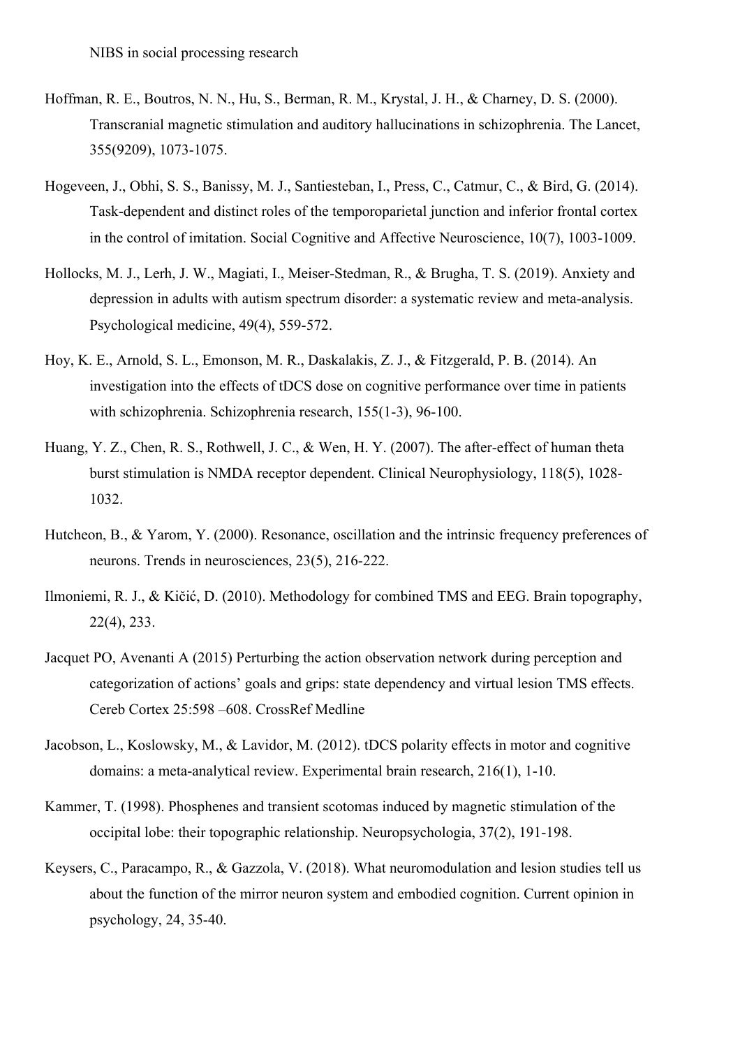Hoffman, R. E., Boutros, N. N., Hu, S., Berman, R. M., Krystal, J. H., & Charney, D. S. (2000). Transcranial magnetic stimulation and auditory hallucinations in schizophrenia. The Lancet, 355(9209), 1073-1075.

Hogeveen, J., Obhi, S. S., Banissy, M. J., Santiesteban, I., Press, C., Catmur, C., & Bird, G. (2014). Task-dependent and distinct roles of the temporoparietal junction and inferior frontal cortex in the control of imitation. Social Cognitive and Affective Neuroscience, 10(7), 1003-1009.

Hollocks, M. J., Lerh, J. W., Magiati, I., Meiser-Stedman, R., & Brugha, T. S. (2019). Anxiety and depression in adults with autism spectrum disorder: a systematic review and meta-analysis. Psychological medicine, 49(4), 559-572.

Hoy, K. E., Arnold, S. L., Emonson, M. R., Daskalakis, Z. J., & Fitzgerald, P. B. (2014). An investigation into the effects of tDCS dose on cognitive performance over time in patients with schizophrenia. Schizophrenia research, 155(1-3), 96-100.

Huang, Y. Z., Chen, R. S., Rothwell, J. C., & Wen, H. Y. (2007). The after-effect of human theta burst stimulation is NMDA receptor dependent. Clinical Neurophysiology, 118(5), 1028-1032.

Hutcheon, B., & Yarom, Y. (2000). Resonance, oscillation and the intrinsic frequency preferences of neurons. Trends in neurosciences, 23(5), 216-222.

Ilmoniemi, R. J., & Kičić, D. (2010). Methodology for combined TMS and EEG. Brain topography, 22(4), 233.

Jacquet PO, Avenanti A (2015) Perturbing the action observation network during perception and categorization of actions' goals and grips: state dependency and virtual lesion TMS effects. Cereb Cortex 25:598 –608. CrossRef Medline

Jacobson, L., Koslowsky, M., & Lavidor, M. (2012). tDCS polarity effects in motor and cognitive domains: a meta-analytical review. Experimental brain research, 216(1), 1-10.

Kammer, T. (1998). Phosphenes and transient scotomas induced by magnetic stimulation of the occipital lobe: their topographic relationship. Neuropsychologia, 37(2), 191-198.

Keysers, C., Paracampo, R., & Gazzola, V. (2018). What neuromodulation and lesion studies tell us about the function of the mirror neuron system and embodied cognition. Current opinion in psychology, 24, 35-40.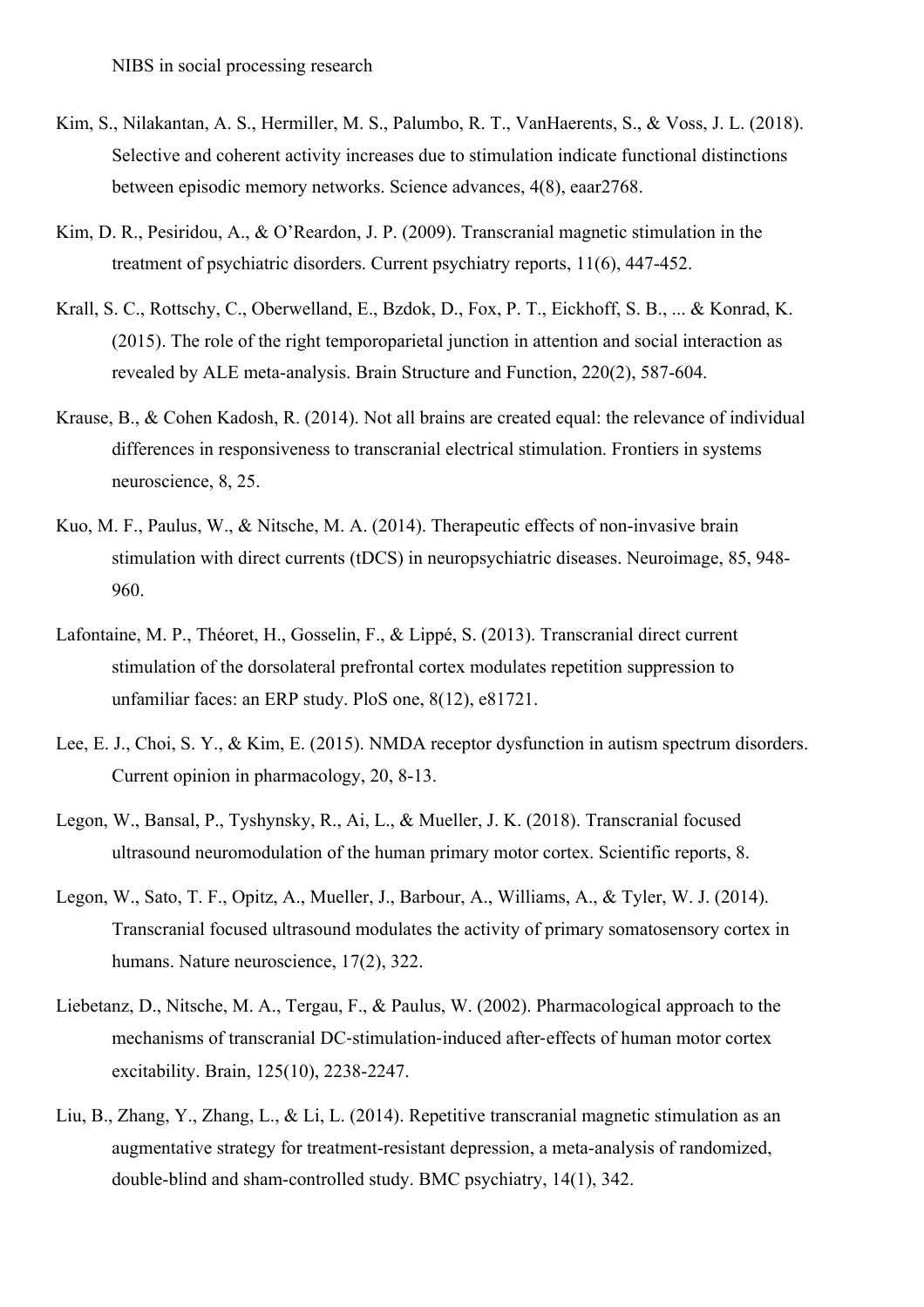Kim, S., Nilakantan, A. S., Hermiller, M. S., Palumbo, R. T., VanHaerents, S., & Voss, J. L. (2018). Selective and coherent activity increases due to stimulation indicate functional distinctions between episodic memory networks. Science advances, 4(8), eaar2768.

Kim, D. R., Pesiridou, A., & O'Reardon, J. P. (2009). Transcranial magnetic stimulation in the treatment of psychiatric disorders. Current psychiatry reports, 11(6), 447-452.

Krall, S. C., Rottschy, C., Oberwelland, E., Bzdok, D., Fox, P. T., Eickhoff, S. B., ... & Konrad, K. (2015). The role of the right temporoparietal junction in attention and social interaction as revealed by ALE meta-analysis. Brain Structure and Function, 220(2), 587-604.

Krause, B., & Cohen Kadosh, R. (2014). Not all brains are created equal: the relevance of individual differences in responsiveness to transcranial electrical stimulation. Frontiers in systems neuroscience, 8, 25.

Kuo, M. F., Paulus, W., & Nitsche, M. A. (2014). Therapeutic effects of non-invasive brain stimulation with direct currents (tDCS) in neuropsychiatric diseases. Neuroimage, 85, 948-960.

Lafontaine, M. P., Théoret, H., Gosselin, F., & Lippé, S. (2013). Transcranial direct current stimulation of the dorsolateral prefrontal cortex modulates repetition suppression to unfamiliar faces: an ERP study. PloS one, 8(12), e81721.

Lee, E. J., Choi, S. Y., & Kim, E. (2015). NMDA receptor dysfunction in autism spectrum disorders. Current opinion in pharmacology, 20, 8-13.

Legon, W., Bansal, P., Tyshynsky, R., Ai, L., & Mueller, J. K. (2018). Transcranial focused ultrasound neuromodulation of the human primary motor cortex. Scientific reports, 8.

Legon, W., Sato, T. F., Opitz, A., Mueller, J., Barbour, A., Williams, A., & Tyler, W. J. (2014). Transcranial focused ultrasound modulates the activity of primary somatosensory cortex in humans. Nature neuroscience, 17(2), 322.

Liebetanz, D., Nitsche, M. A., Tergau, F., & Paulus, W. (2002). Pharmacological approach to the mechanisms of transcranial DC-stimulation-induced after-effects of human motor cortex excitability. Brain, 125(10), 2238-2247.

Liu, B., Zhang, Y., Zhang, L., & Li, L. (2014). Repetitive transcranial magnetic stimulation as an augmentative strategy for treatment-resistant depression, a meta-analysis of randomized, double-blind and sham-controlled study. BMC psychiatry, 14(1), 342.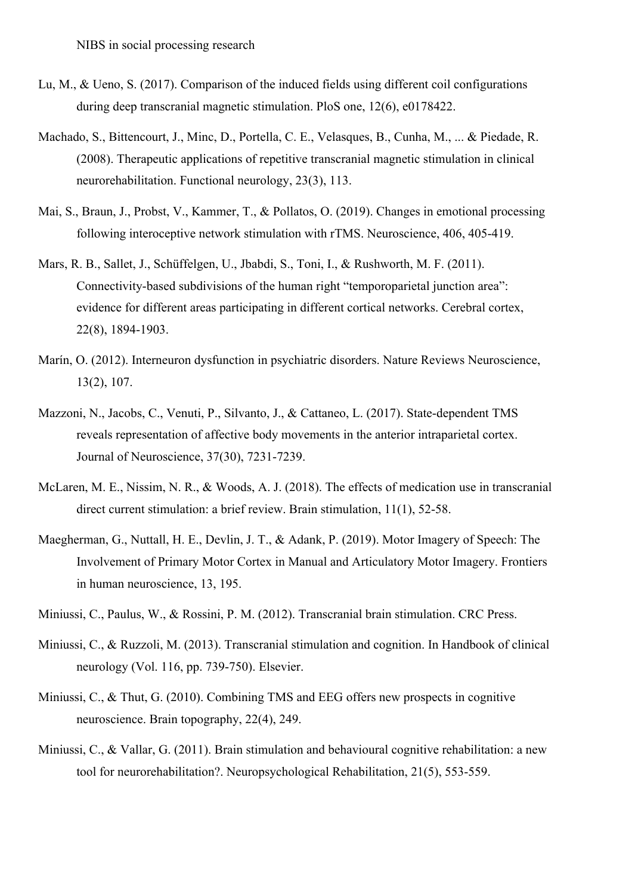Lu, M., & Ueno, S. (2017). Comparison of the induced fields using different coil configurations during deep transcranial magnetic stimulation. PloS one, 12(6), e0178422.

Machado, S., Bittencourt, J., Minc, D., Portella, C. E., Velasques, B., Cunha, M., ... & Piedade, R. (2008). Therapeutic applications of repetitive transcranial magnetic stimulation in clinical neurorehabilitation. Functional neurology, 23(3), 113.

Mai, S., Braun, J., Probst, V., Kammer, T., & Pollatos, O. (2019). Changes in emotional processing following interoceptive network stimulation with rTMS. Neuroscience, 406, 405-419.

Mars, R. B., Sallet, J., Schüffelgen, U., Jbabdi, S., Toni, I., & Rushworth, M. F. (2011). Connectivity-based subdivisions of the human right "temporoparietal junction area": evidence for different areas participating in different cortical networks. Cerebral cortex, 22(8), 1894-1903.

Marín, O. (2012). Interneuron dysfunction in psychiatric disorders. Nature Reviews Neuroscience, 13(2), 107.

Mazzoni, N., Jacobs, C., Venuti, P., Silvanto, J., & Cattaneo, L. (2017). State-dependent TMS reveals representation of affective body movements in the anterior intraparietal cortex. Journal of Neuroscience, 37(30), 7231-7239.

McLaren, M. E., Nissim, N. R., & Woods, A. J. (2018). The effects of medication use in transcranial direct current stimulation: a brief review. Brain stimulation, 11(1), 52-58.

Maegherman, G., Nuttall, H. E., Devlin, J. T., & Adank, P. (2019). Motor Imagery of Speech: The Involvement of Primary Motor Cortex in Manual and Articulatory Motor Imagery. Frontiers in human neuroscience, 13, 195.

Miniussi, C., Paulus, W., & Rossini, P. M. (2012). Transcranial brain stimulation. CRC Press.

Miniussi, C., & Ruzzoli, M. (2013). Transcranial stimulation and cognition. In Handbook of clinical neurology (Vol. 116, pp. 739-750). Elsevier.

Miniussi, C., & Thut, G. (2010). Combining TMS and EEG offers new prospects in cognitive neuroscience. Brain topography, 22(4), 249.

Miniussi, C., & Vallar, G. (2011). Brain stimulation and behavioural cognitive rehabilitation: a new tool for neurorehabilitation?. Neuropsychological Rehabilitation, 21(5), 553-559.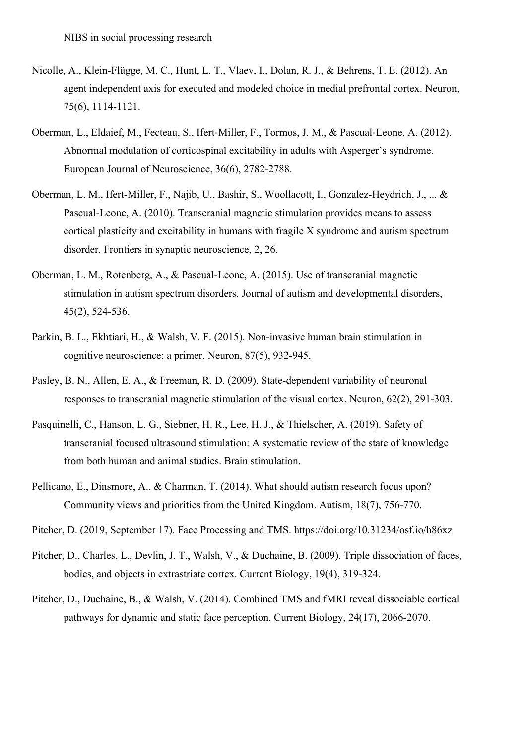Nicolle, A., Klein-Flügge, M. C., Hunt, L. T., Vlaev, I., Dolan, R. J., & Behrens, T. E. (2012). An agent independent axis for executed and modeled choice in medial prefrontal cortex. Neuron, 75(6), 1114-1121.

Oberman, L., Eldaief, M., Fecteau, S., Ifert-Miller, F., Tormos, J. M., & Pascual-Leone, A. (2012). Abnormal modulation of corticospinal excitability in adults with Asperger's syndrome. European Journal of Neuroscience, 36(6), 2782-2788.

Oberman, L. M., Ifert-Miller, F., Najib, U., Bashir, S., Woollacott, I., Gonzalez-Heydrich, J., ... & Pascual-Leone, A. (2010). Transcranial magnetic stimulation provides means to assess cortical plasticity and excitability in humans with fragile X syndrome and autism spectrum disorder. Frontiers in synaptic neuroscience, 2, 26.

Oberman, L. M., Rotenberg, A., & Pascual-Leone, A. (2015). Use of transcranial magnetic stimulation in autism spectrum disorders. Journal of autism and developmental disorders, 45(2), 524-536.

Parkin, B. L., Ekhtiari, H., & Walsh, V. F. (2015). Non-invasive human brain stimulation in cognitive neuroscience: a primer. Neuron, 87(5), 932-945.

Pasley, B. N., Allen, E. A., & Freeman, R. D. (2009). State-dependent variability of neuronal responses to transcranial magnetic stimulation of the visual cortex. Neuron, 62(2), 291-303.

Pasquinelli, C., Hanson, L. G., Siebner, H. R., Lee, H. J., & Thielscher, A. (2019). Safety of transcranial focused ultrasound stimulation: A systematic review of the state of knowledge from both human and animal studies. Brain stimulation.

Pellicano, E., Dinsmore, A., & Charman, T. (2014). What should autism research focus upon? Community views and priorities from the United Kingdom. Autism, 18(7), 756-770.

Pitcher, D. (2019, September 17). Face Processing and TMS. https://doi.org/10.31234/osf.io/h86xz

Pitcher, D., Charles, L., Devlin, J. T., Walsh, V., & Duchaine, B. (2009). Triple dissociation of faces, bodies, and objects in extrastriate cortex. Current Biology, 19(4), 319-324.

Pitcher, D., Duchaine, B., & Walsh, V. (2014). Combined TMS and fMRI reveal dissociable cortical pathways for dynamic and static face perception. Current Biology, 24(17), 2066-2070.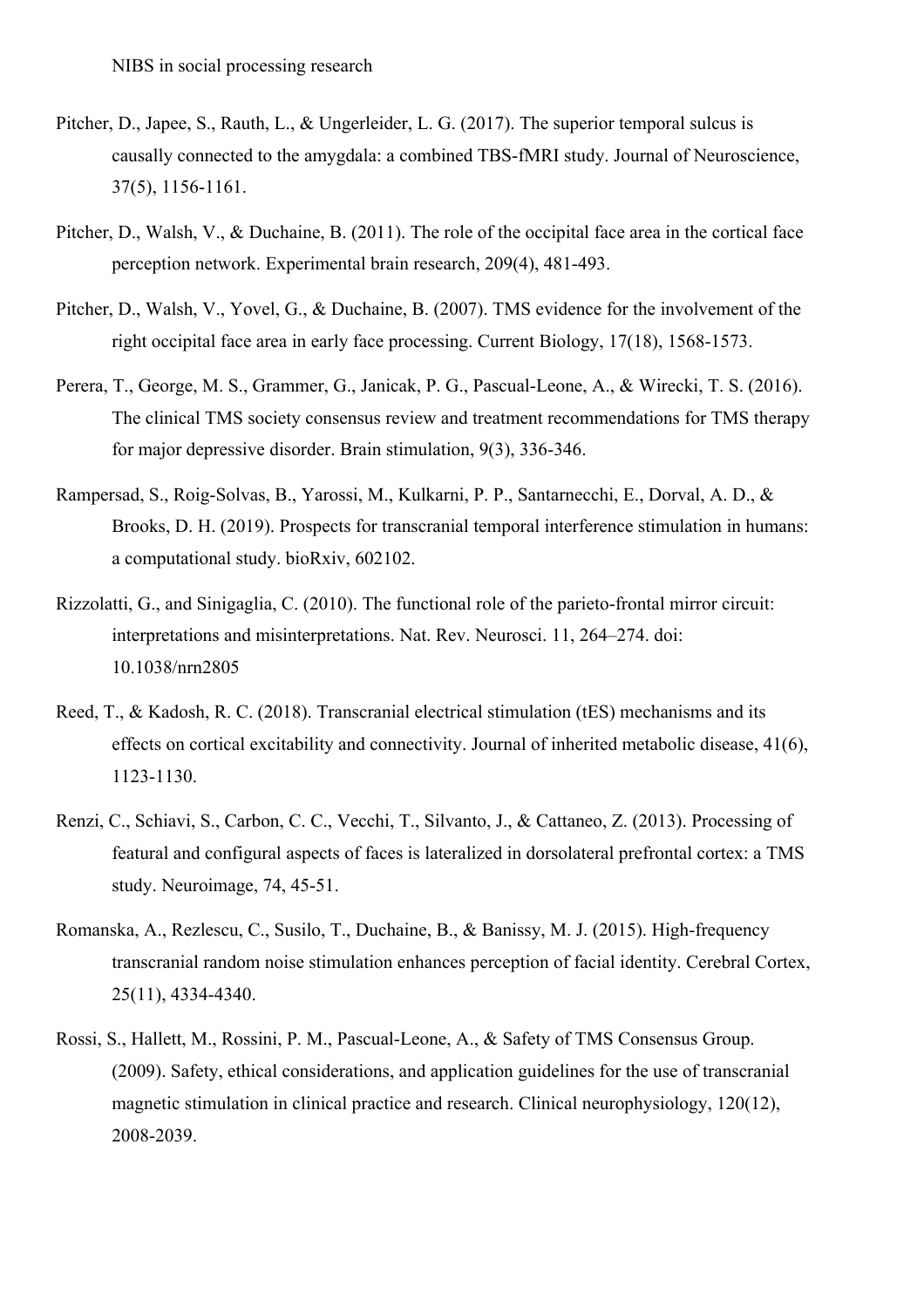Pitcher, D., Japee, S., Rauth, L., & Ungerleider, L. G. (2017). The superior temporal sulcus is causally connected to the amygdala: a combined TBS-fMRI study. Journal of Neuroscience, 37(5), 1156-1161.

Pitcher, D., Walsh, V., & Duchaine, B. (2011). The role of the occipital face area in the cortical face perception network. Experimental brain research, 209(4), 481-493.

Pitcher, D., Walsh, V., Yovel, G., & Duchaine, B. (2007). TMS evidence for the involvement of the right occipital face area in early face processing. Current Biology, 17(18), 1568-1573.

Perera, T., George, M. S., Grammer, G., Janicak, P. G., Pascual-Leone, A., & Wirecki, T. S. (2016). The clinical TMS society consensus review and treatment recommendations for TMS therapy for major depressive disorder. Brain stimulation, 9(3), 336-346.

Rampersad, S., Roig-Solvas, B., Yarossi, M., Kulkarni, P. P., Santarnecchi, E., Dorval, A. D., & Brooks, D. H. (2019). Prospects for transcranial temporal interference stimulation in humans: a computational study. bioRxiv, 602102.

Rizzolatti, G., and Sinigaglia, C. (2010). The functional role of the parieto-frontal mirror circuit: interpretations and misinterpretations. Nat. Rev. Neurosci. 11, 264–274. doi: 10.1038/nrn2805

Reed, T., & Kadosh, R. C. (2018). Transcranial electrical stimulation (tES) mechanisms and its effects on cortical excitability and connectivity. Journal of inherited metabolic disease, 41(6), 1123-1130.

Renzi, C., Schiavi, S., Carbon, C. C., Vecchi, T., Silvanto, J., & Cattaneo, Z. (2013). Processing of featural and configural aspects of faces is lateralized in dorsolateral prefrontal cortex: a TMS study. Neuroimage, 74, 45-51.

Romanska, A., Rezlescu, C., Susilo, T., Duchaine, B., & Banissy, M. J. (2015). High-frequency transcranial random noise stimulation enhances perception of facial identity. Cerebral Cortex, 25(11), 4334-4340.

Rossi, S., Hallett, M., Rossini, P. M., Pascual-Leone, A., & Safety of TMS Consensus Group. (2009). Safety, ethical considerations, and application guidelines for the use of transcranial magnetic stimulation in clinical practice and research. Clinical neurophysiology, 120(12), 2008-2039.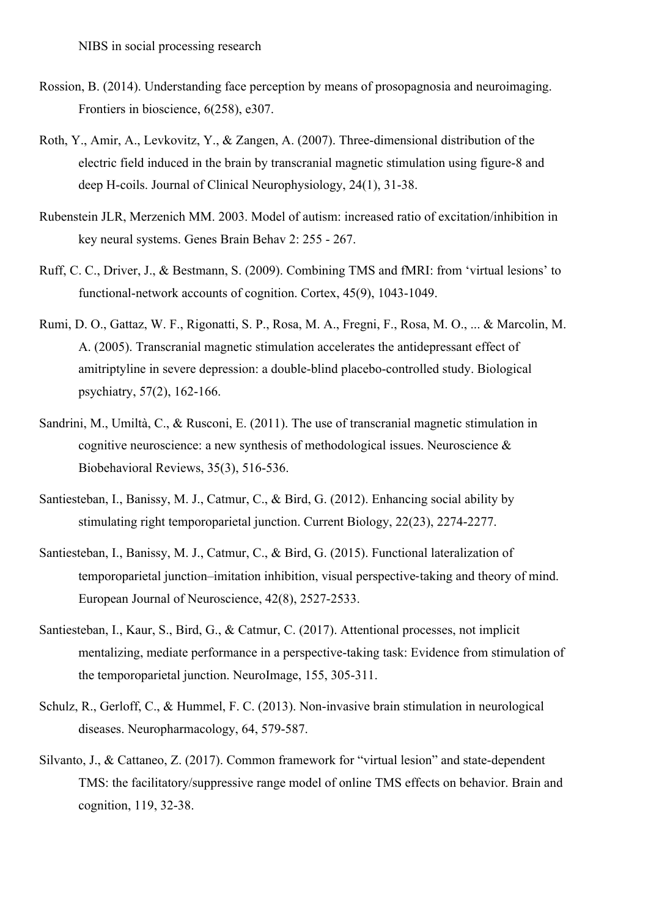Rossion, B. (2014). Understanding face perception by means of prosopagnosia and neuroimaging. Frontiers in bioscience, 6(258), e307.

Roth, Y., Amir, A., Levkovitz, Y., & Zangen, A. (2007). Three-dimensional distribution of the electric field induced in the brain by transcranial magnetic stimulation using figure-8 and deep H-coils. Journal of Clinical Neurophysiology, 24(1), 31-38.

Rubenstein JLR, Merzenich MM. 2003. Model of autism: increased ratio of excitation/inhibition in key neural systems. Genes Brain Behav 2: 255 - 267.

Ruff, C. C., Driver, J., & Bestmann, S. (2009). Combining TMS and fMRI: from 'virtual lesions' to functional-network accounts of cognition. Cortex, 45(9), 1043-1049.

Rumi, D. O., Gattaz, W. F., Rigonatti, S. P., Rosa, M. A., Fregni, F., Rosa, M. O., ... & Marcolin, M. A. (2005). Transcranial magnetic stimulation accelerates the antidepressant effect of amitriptyline in severe depression: a double-blind placebo-controlled study. Biological psychiatry, 57(2), 162-166.

Sandrini, M., Umiltà, C., & Rusconi, E. (2011). The use of transcranial magnetic stimulation in cognitive neuroscience: a new synthesis of methodological issues. Neuroscience & Biobehavioral Reviews, 35(3), 516-536.

Santiesteban, I., Banissy, M. J., Catmur, C., & Bird, G. (2012). Enhancing social ability by stimulating right temporoparietal junction. Current Biology, 22(23), 2274-2277.

Santiesteban, I., Banissy, M. J., Catmur, C., & Bird, G. (2015). Functional lateralization of temporoparietal junction–imitation inhibition, visual perspective-taking and theory of mind. European Journal of Neuroscience, 42(8), 2527-2533.

Santiesteban, I., Kaur, S., Bird, G., & Catmur, C. (2017). Attentional processes, not implicit mentalizing, mediate performance in a perspective-taking task: Evidence from stimulation of the temporoparietal junction. NeuroImage, 155, 305-311.

Schulz, R., Gerloff, C., & Hummel, F. C. (2013). Non-invasive brain stimulation in neurological diseases. Neuropharmacology, 64, 579-587.

Silvanto, J., & Cattaneo, Z. (2017). Common framework for "virtual lesion" and state-dependent TMS: the facilitatory/suppressive range model of online TMS effects on behavior. Brain and cognition, 119, 32-38.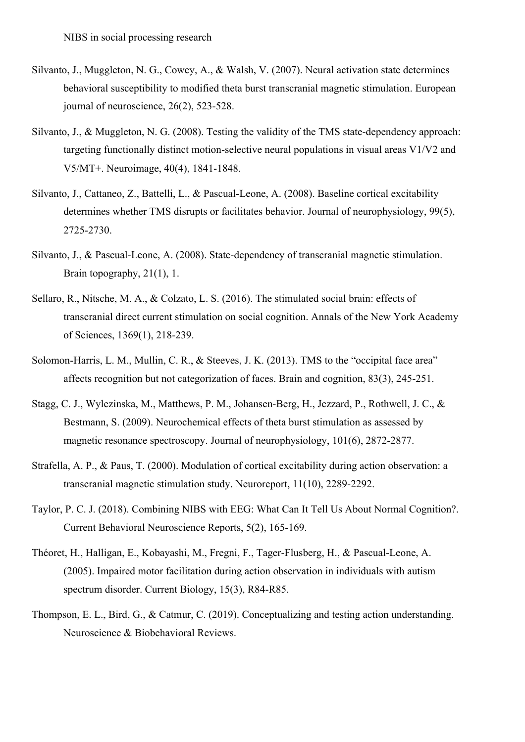Silvanto, J., Muggleton, N. G., Cowey, A., & Walsh, V. (2007). Neural activation state determines behavioral susceptibility to modified theta burst transcranial magnetic stimulation. European journal of neuroscience, 26(2), 523-528.

Silvanto, J., & Muggleton, N. G. (2008). Testing the validity of the TMS state-dependency approach: targeting functionally distinct motion-selective neural populations in visual areas V1/V2 and V5/MT+. Neuroimage, 40(4), 1841-1848.

Silvanto, J., Cattaneo, Z., Battelli, L., & Pascual-Leone, A. (2008). Baseline cortical excitability determines whether TMS disrupts or facilitates behavior. Journal of neurophysiology, 99(5), 2725-2730.

Silvanto, J., & Pascual-Leone, A. (2008). State-dependency of transcranial magnetic stimulation. Brain topography, 21(1), 1.

Sellaro, R., Nitsche, M. A., & Colzato, L. S. (2016). The stimulated social brain: effects of transcranial direct current stimulation on social cognition. Annals of the New York Academy of Sciences, 1369(1), 218-239.

Solomon-Harris, L. M., Mullin, C. R., & Steeves, J. K. (2013). TMS to the "occipital face area" affects recognition but not categorization of faces. Brain and cognition, 83(3), 245-251.

Stagg, C. J., Wylezinska, M., Matthews, P. M., Johansen-Berg, H., Jezzard, P., Rothwell, J. C., & Bestmann, S. (2009). Neurochemical effects of theta burst stimulation as assessed by magnetic resonance spectroscopy. Journal of neurophysiology, 101(6), 2872-2877.

Strafella, A. P., & Paus, T. (2000). Modulation of cortical excitability during action observation: a transcranial magnetic stimulation study. Neuroreport, 11(10), 2289-2292.

Taylor, P. C. J. (2018). Combining NIBS with EEG: What Can It Tell Us About Normal Cognition?. Current Behavioral Neuroscience Reports, 5(2), 165-169.

Théoret, H., Halligan, E., Kobayashi, M., Fregni, F., Tager-Flusberg, H., & Pascual-Leone, A. (2005). Impaired motor facilitation during action observation in individuals with autism spectrum disorder. Current Biology, 15(3), R84-R85.

Thompson, E. L., Bird, G., & Catmur, C. (2019). Conceptualizing and testing action understanding. Neuroscience & Biobehavioral Reviews.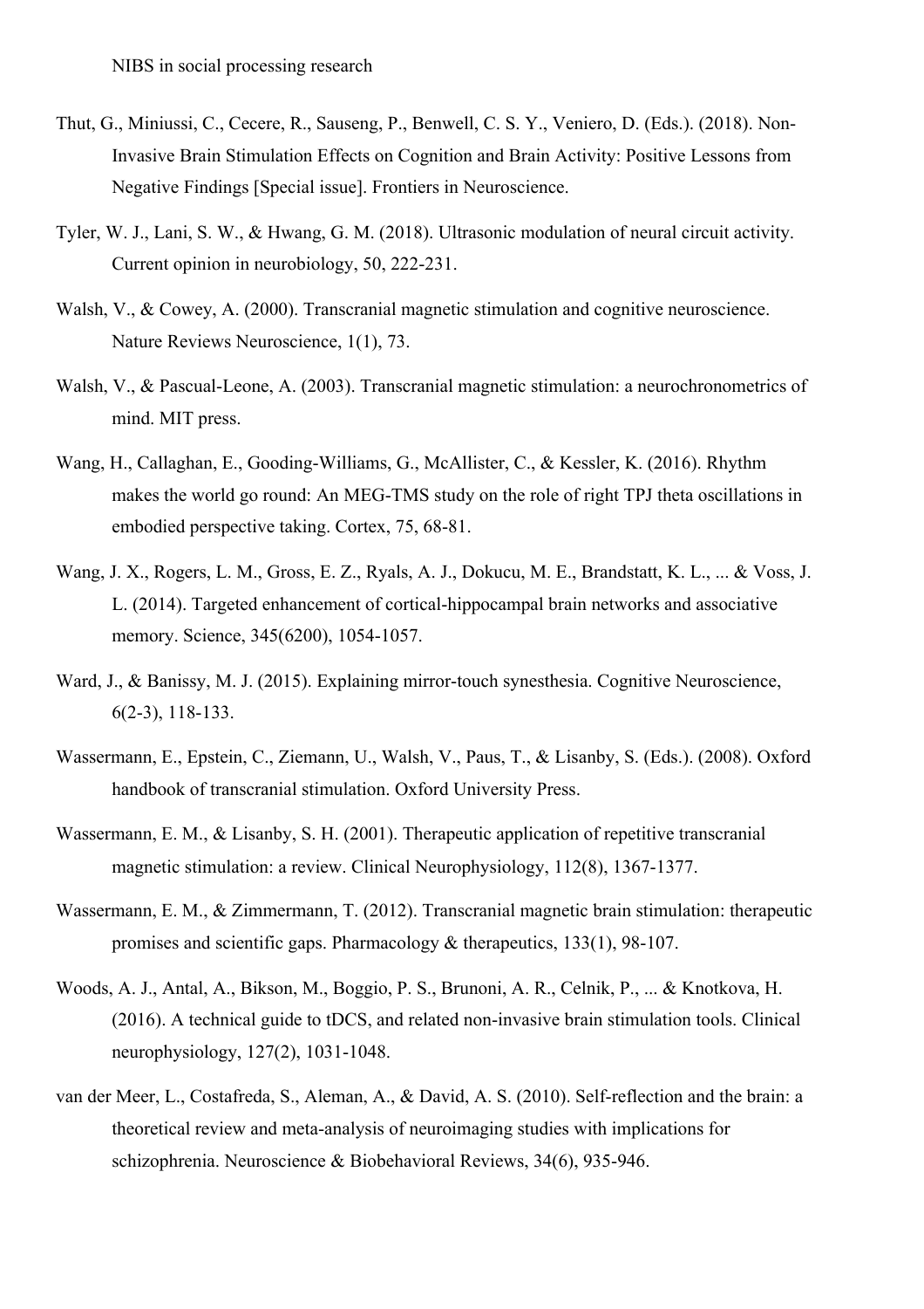Thut, G., Miniussi, C., Cecere, R., Sauseng, P., Benwell, C. S. Y., Veniero, D. (Eds.). (2018). Non-Invasive Brain Stimulation Effects on Cognition and Brain Activity: Positive Lessons from Negative Findings [Special issue]. Frontiers in Neuroscience.

Tyler, W. J., Lani, S. W., & Hwang, G. M. (2018). Ultrasonic modulation of neural circuit activity. Current opinion in neurobiology, 50, 222-231.

Walsh, V., & Cowey, A. (2000). Transcranial magnetic stimulation and cognitive neuroscience. Nature Reviews Neuroscience, 1(1), 73.

Walsh, V., & Pascual-Leone, A. (2003). Transcranial magnetic stimulation: a neurochronometrics of mind. MIT press.

Wang, H., Callaghan, E., Gooding-Williams, G., McAllister, C., & Kessler, K. (2016). Rhythm makes the world go round: An MEG-TMS study on the role of right TPJ theta oscillations in embodied perspective taking. Cortex, 75, 68-81.

Wang, J. X., Rogers, L. M., Gross, E. Z., Ryals, A. J., Dokucu, M. E., Brandstatt, K. L., ... & Voss, J. L. (2014). Targeted enhancement of cortical-hippocampal brain networks and associative memory. Science, 345(6200), 1054-1057.

Ward, J., & Banissy, M. J. (2015). Explaining mirror-touch synesthesia. Cognitive Neuroscience, 6(2-3), 118-133.

Wassermann, E., Epstein, C., Ziemann, U., Walsh, V., Paus, T., & Lisanby, S. (Eds.). (2008). Oxford handbook of transcranial stimulation. Oxford University Press.

Wassermann, E. M., & Lisanby, S. H. (2001). Therapeutic application of repetitive transcranial magnetic stimulation: a review. Clinical Neurophysiology, 112(8), 1367-1377.

Wassermann, E. M., & Zimmermann, T. (2012). Transcranial magnetic brain stimulation: therapeutic promises and scientific gaps. Pharmacology & therapeutics, 133(1), 98-107.

Woods, A. J., Antal, A., Bikson, M., Boggio, P. S., Brunoni, A. R., Celnik, P., ... & Knotkova, H. (2016). A technical guide to tDCS, and related non-invasive brain stimulation tools. Clinical neurophysiology, 127(2), 1031-1048.

van der Meer, L., Costafreda, S., Aleman, A., & David, A. S. (2010). Self-reflection and the brain: a theoretical review and meta-analysis of neuroimaging studies with implications for schizophrenia. Neuroscience & Biobehavioral Reviews, 34(6), 935-946.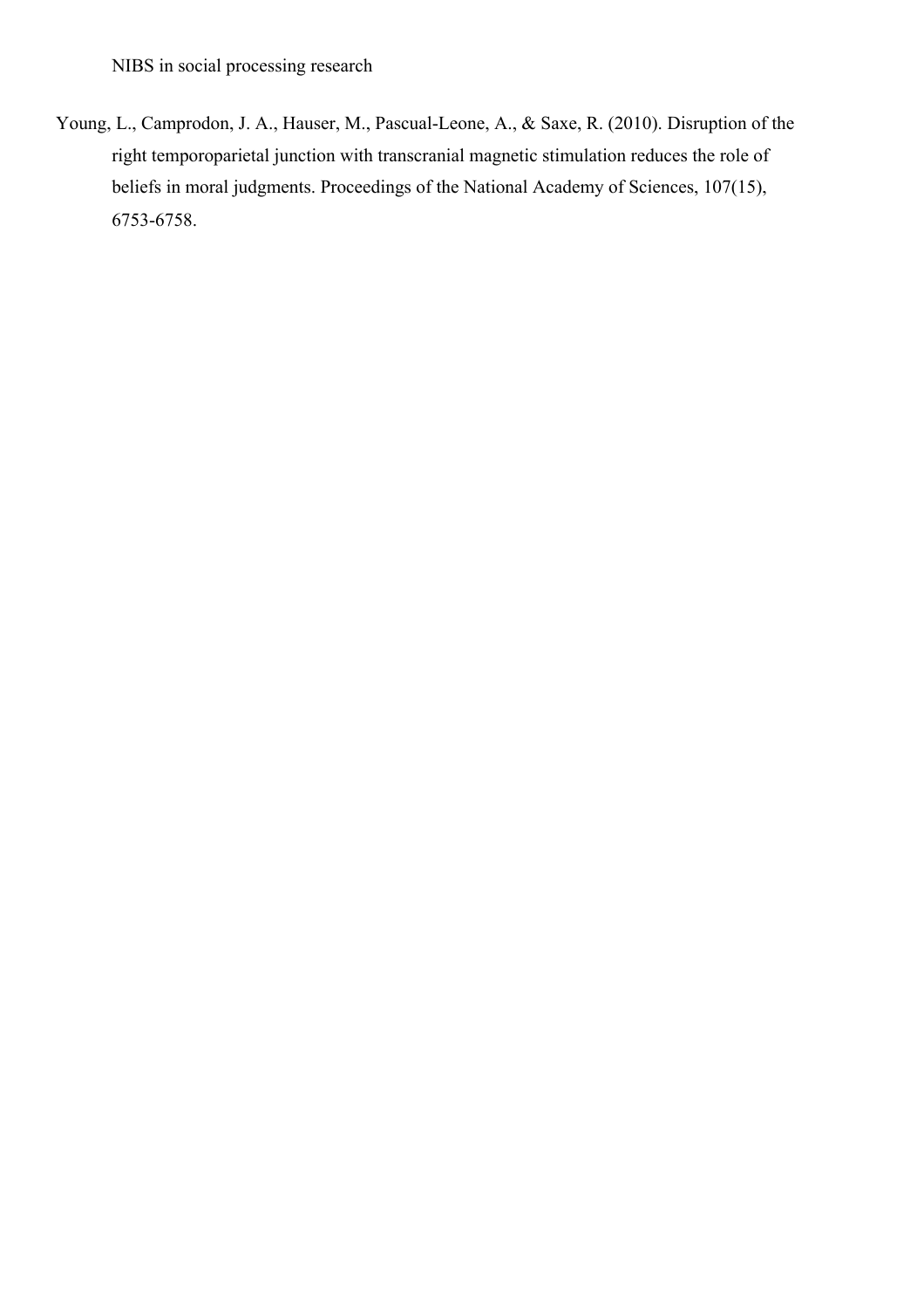Young, L., Camprodon, J. A., Hauser, M., Pascual-Leone, A., & Saxe, R. (2010). Disruption of the right temporoparietal junction with transcranial magnetic stimulation reduces the role of beliefs in moral judgments. Proceedings of the National Academy of Sciences, 107(15), 6753-6758.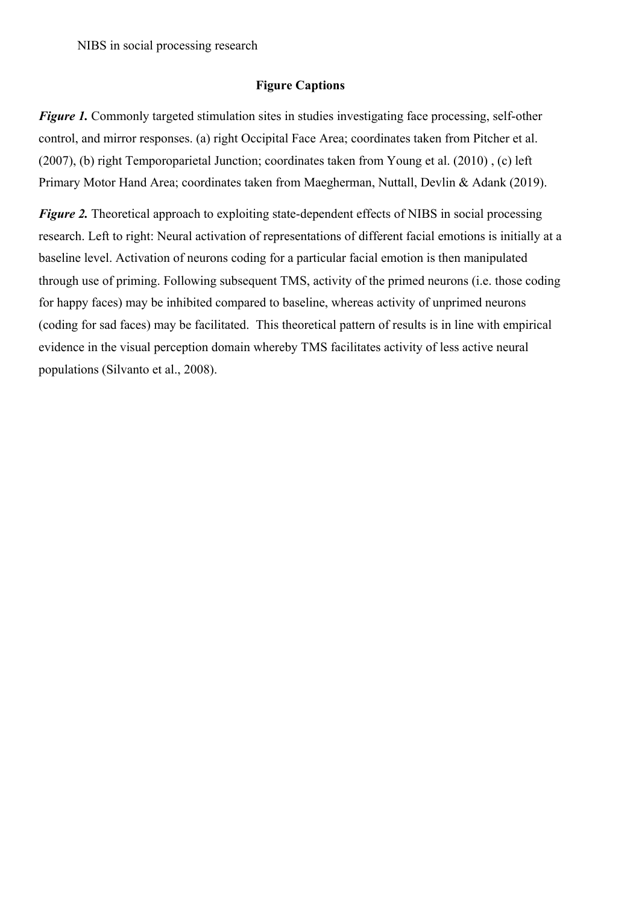## Figure Captions

***Figure 1.*** Commonly targeted stimulation sites in studies investigating face processing, self-other control, and mirror responses. (a) right Occipital Face Area; coordinates taken from Pitcher et al. (2007), (b) right Temporoparietal Junction; coordinates taken from Young et al. (2010) , (c) left Primary Motor Hand Area; coordinates taken from Maegherman, Nuttall, Devlin & Adank (2019).

***Figure 2.*** Theoretical approach to exploiting state-dependent effects of NIBS in social processing research. Left to right: Neural activation of representations of different facial emotions is initially at a baseline level. Activation of neurons coding for a particular facial emotion is then manipulated through use of priming. Following subsequent TMS, activity of the primed neurons (i.e. those coding for happy faces) may be inhibited compared to baseline, whereas activity of unprimed neurons (coding for sad faces) may be facilitated. This theoretical pattern of results is in line with empirical evidence in the visual perception domain whereby TMS facilitates activity of less active neural populations (Silvanto et al., 2008).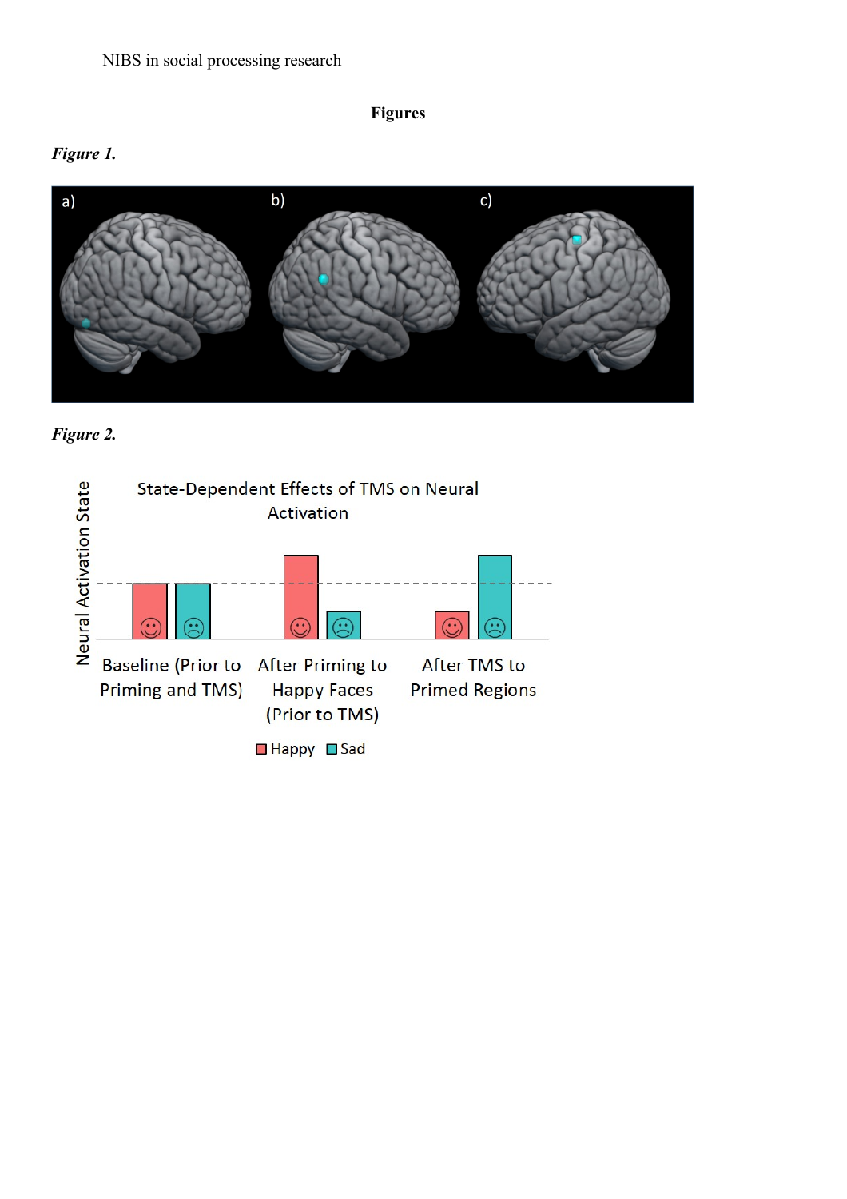# Figures

***Figure 1.***

a)

b)

c)

***Figure 2.***

State-Dependent Effects of TMS on Neural Activation

Neural Activation State

Baseline (Prior to Priming and TMS)

After Priming to Happy Faces (Prior to TMS)

After TMS to Primed Regions

Happy

Sad